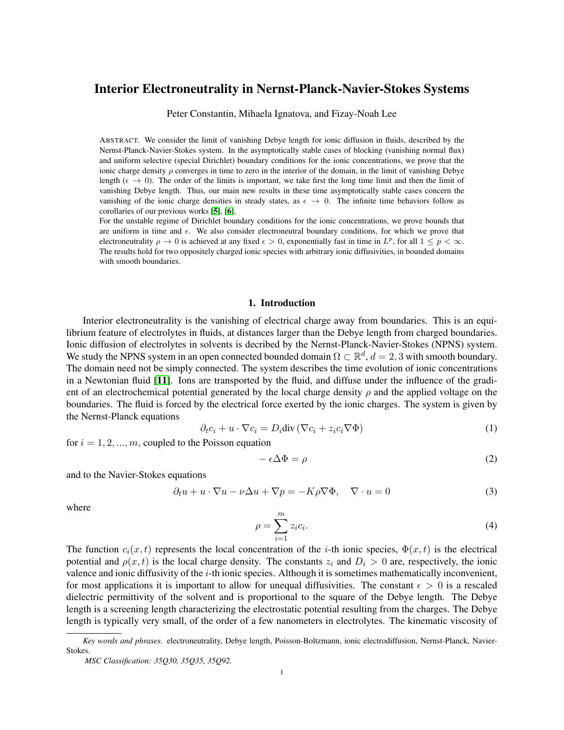# Interior Electroneutrality in Nernst-Planck-Navier-Stokes Systems

Peter Constantin, Mihaela Ignatova, and Fizay-Noah Lee

ABSTRACT. We consider the limit of vanishing Debye length for ionic diffusion in fluids, described by the Nernst-Planck-Navier-Stokes system. In the asymptotically stable cases of blocking (vanishing normal flux) and uniform selective (special Dirichlet) boundary conditions for the ionic concentrations, we prove that the ionic charge density $\rho$ converges in time to zero in the interior of the domain, in the limit of vanishing Debye length ($\epsilon \to 0$). The order of the limits is important, we take first the long time limit and then the limit of vanishing Debye length. Thus, our main new results in these time asymptotically stable cases concern the vanishing of the ionic charge densities in steady states, as $\epsilon \to 0$. The infinite time behaviors follow as corollaries of our previous works [5], [6].

For the unstable regime of Dirichlet boundary conditions for the ionic concentrations, we prove bounds that are uniform in time and $\epsilon$. We also consider electroneutral boundary conditions, for which we prove that electroneutrality $\rho \to 0$ is achieved at any fixed $\epsilon > 0$, exponentially fast in time in $L^p$, for all $1 \le p < \infty$. The results hold for two oppositely charged ionic species with arbitrary ionic diffusivities, in bounded domains with smooth boundaries.

## 1. Introduction

Interior electroneutrality is the vanishing of electrical charge away from boundaries. This is an equilibrium feature of electrolytes in fluids, at distances larger than the Debye length from charged boundaries. Ionic diffusion of electrolytes in solvents is decribed by the Nernst-Planck-Navier-Stokes (NPNS) system. We study the NPNS system in an open connected bounded domain $\Omega \subset \mathbb{R}^d$, $d = 2, 3$ with smooth boundary. The domain need not be simply connected. The system describes the time evolution of ionic concentrations in a Newtonian fluid [11]. Ions are transported by the fluid, and diffuse under the influence of the gradient of an electrochemical potential generated by the local charge density $\rho$ and the applied voltage on the boundaries. The fluid is forced by the electrical force exerted by the ionic charges. The system is given by the Nernst-Planck equations

$$\partial_t c_i + u \cdot \nabla c_i = D_i \text{div} \left( \nabla c_i + z_i c_i \nabla \Phi \right) \tag{1}$$

for $i = 1, 2, ..., m$, coupled to the Poisson equation

$$-\epsilon \Delta \Phi = \rho \tag{2}$$

and to the Navier-Stokes equations

$$\partial_t u + u \cdot \nabla u - \nu \Delta u + \nabla p = -K \rho \nabla \Phi, \quad \nabla \cdot u = 0 \tag{3}$$

where

$$\rho = \sum_{i=1}^{m} z_i c_i. \tag{4}$$

The function $c_i(x,t)$ represents the local concentration of the $i$-th ionic species, $\Phi(x,t)$ is the electrical potential and $\rho(x,t)$ is the local charge density. The constants $z_i$ and $D_i > 0$ are, respectively, the ionic valence and ionic diffusivity of the $i$-th ionic species. Although it is sometimes mathematically inconvenient, for most applications it is important to allow for unequal diffusivities. The constant $\epsilon > 0$ is a rescaled dielectric permittivity of the solvent and is proportional to the square of the Debye length. The Debye length is a screening length characterizing the electrostatic potential resulting from the charges. The Debye length is typically very small, of the order of a few nanometers in electrolytes. The kinematic viscosity of

*Key words and phrases.* electroneutrality, Debye length, Poisson-Boltzmann, ionic electrodiffusion, Nernst-Planck, Navier-Stokes.

*MSC Classification: 35Q30, 35Q35, 35Q92.*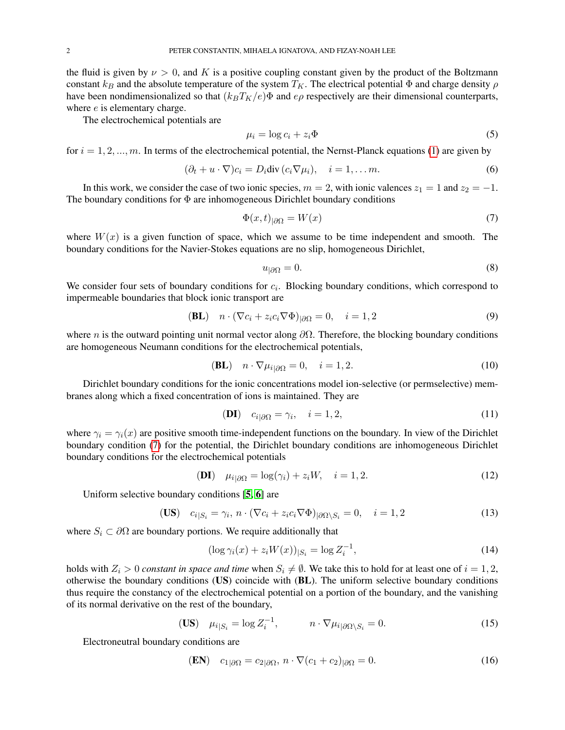the fluid is given by $\nu > 0$, and $K$ is a positive coupling constant given by the product of the Boltzmann constant $k_B$ and the absolute temperature of the system $T_K$. The electrical potential $\Phi$ and charge density $\rho$ have been nondimensionalized so that $(k_B T_K/e)\Phi$ and $e\rho$ respectively are their dimensional counterparts, where $e$ is elementary charge.

The electrochemical potentials are

$$\mu_i = \log c_i + z_i \Phi \tag{5}$$

for $i = 1, 2, ..., m$. In terms of the electrochemical potential, the Nernst-Planck equations (1) are given by

$$(\partial_t + u \cdot \nabla) c_i = D_i \mathrm{div}\,(c_i \nabla \mu_i), \quad i = 1, \ldots m. \tag{6}$$

In this work, we consider the case of two ionic species, $m = 2$, with ionic valences $z_1 = 1$ and $z_2 = -1$. The boundary conditions for $\Phi$ are inhomogeneous Dirichlet boundary conditions

$$\Phi(x,t)_{|\partial\Omega} = W(x) \tag{7}$$

where $W(x)$ is a given function of space, which we assume to be time independent and smooth. The boundary conditions for the Navier-Stokes equations are no slip, homogeneous Dirichlet,

$$u_{|\partial\Omega} = 0. \tag{8}$$

We consider four sets of boundary conditions for $c_i$. Blocking boundary conditions, which correspond to impermeable boundaries that block ionic transport are

$$(\mathbf{BL}) \quad n \cdot (\nabla c_i + z_i c_i \nabla \Phi)_{|\partial\Omega} = 0, \quad i = 1, 2 \tag{9}$$

where $n$ is the outward pointing unit normal vector along $\partial\Omega$. Therefore, the blocking boundary conditions are homogeneous Neumann conditions for the electrochemical potentials,

$$(\mathbf{BL}) \quad n \cdot \nabla \mu_{i|\partial\Omega} = 0, \quad i = 1, 2. \tag{10}$$

Dirichlet boundary conditions for the ionic concentrations model ion-selective (or permselective) membranes along which a fixed concentration of ions is maintained. They are

$$(\mathbf{DI}) \quad c_{i|\partial\Omega} = \gamma_i, \quad i = 1, 2, \tag{11}$$

where $\gamma_i = \gamma_i(x)$ are positive smooth time-independent functions on the boundary. In view of the Dirichlet boundary condition (7) for the potential, the Dirichlet boundary conditions are inhomogeneous Dirichlet boundary conditions for the electrochemical potentials

$$(\mathbf{DI}) \quad \mu_{i|\partial\Omega} = \log(\gamma_i) + z_i W, \quad i = 1, 2. \tag{12}$$

Uniform selective boundary conditions [5, 6] are

$$(\mathbf{US}) \quad c_{i|S_i} = \gamma_i,\ n \cdot (\nabla c_i + z_i c_i \nabla \Phi)_{|\partial\Omega \setminus S_i} = 0, \quad i = 1, 2 \tag{13}$$

where $S_i \subset \partial\Omega$ are boundary portions. We require additionally that

$$(\log \gamma_i(x) + z_i W(x))_{|S_i} = \log Z_i^{-1}, \tag{14}$$

holds with $Z_i > 0$ *constant in space and time* when $S_i \neq \emptyset$. We take this to hold for at least one of $i = 1, 2$, otherwise the boundary conditions (**US**) coincide with (**BL**). The uniform selective boundary conditions thus require the constancy of the electrochemical potential on a portion of the boundary, and the vanishing of its normal derivative on the rest of the boundary,

$$(\mathbf{US}) \quad \mu_{i|S_i} = \log Z_i^{-1}, \qquad n \cdot \nabla \mu_{i|\partial\Omega \setminus S_i} = 0. \tag{15}$$

Electroneutral boundary conditions are

$$(\mathbf{EN}) \quad c_{1|\partial\Omega} = c_{2|\partial\Omega},\ n \cdot \nabla (c_1 + c_2)_{|\partial\Omega} = 0. \tag{16}$$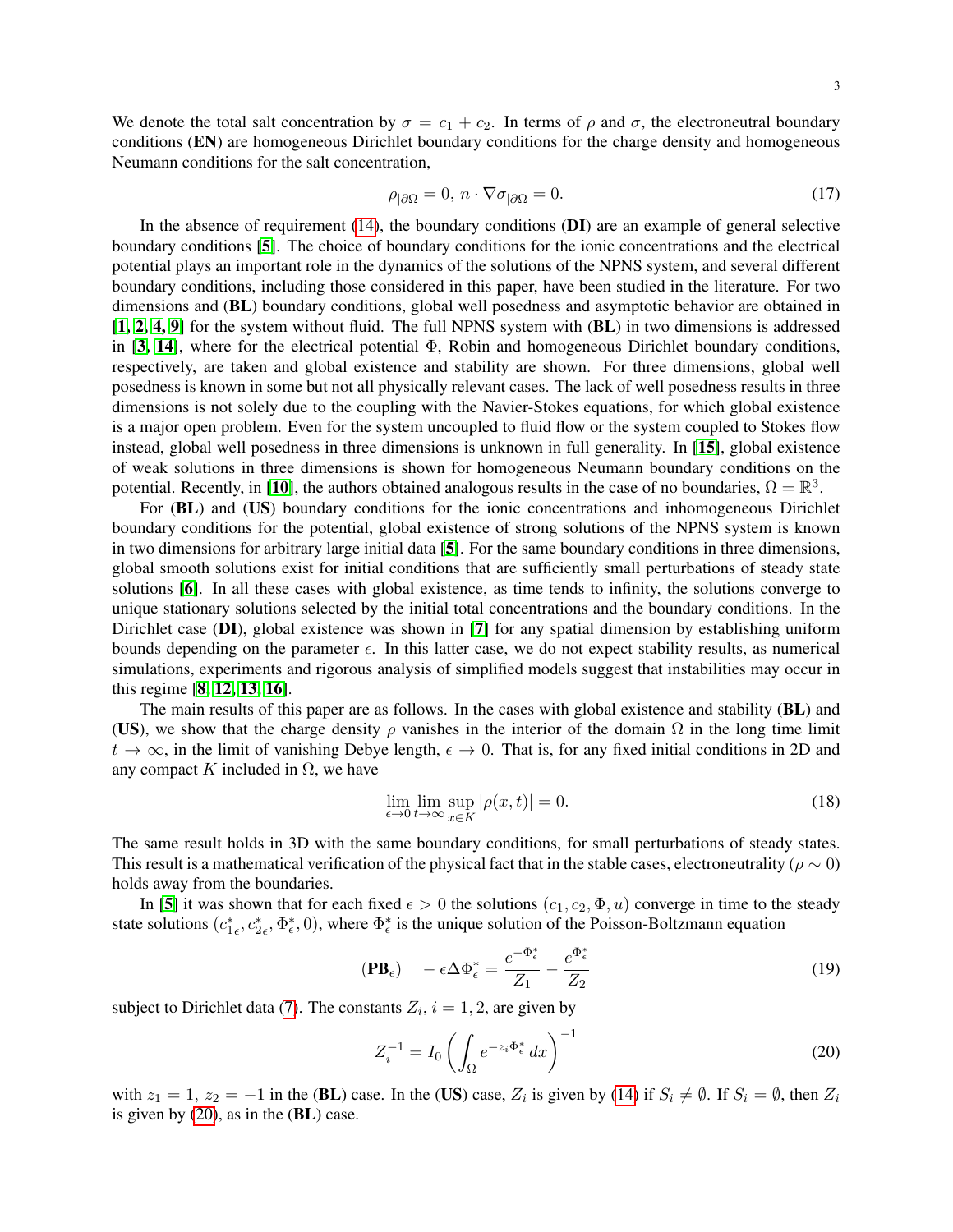We denote the total salt concentration by $\sigma = c_1 + c_2$. In terms of $\rho$ and $\sigma$, the electroneutral boundary conditions (**EN**) are homogeneous Dirichlet boundary conditions for the charge density and homogeneous Neumann conditions for the salt concentration,

$$\rho_{|\partial\Omega} = 0, \; n \cdot \nabla\sigma_{|\partial\Omega} = 0. \tag{17}$$

In the absence of requirement (14), the boundary conditions (**DI**) are an example of general selective boundary conditions [5]. The choice of boundary conditions for the ionic concentrations and the electrical potential plays an important role in the dynamics of the solutions of the NPNS system, and several different boundary conditions, including those considered in this paper, have been studied in the literature. For two dimensions and (**BL**) boundary conditions, global well posedness and asymptotic behavior are obtained in [1, 2, 4, 9] for the system without fluid. The full NPNS system with (**BL**) in two dimensions is addressed in [3, 14], where for the electrical potential $\Phi$, Robin and homogeneous Dirichlet boundary conditions, respectively, are taken and global existence and stability are shown. For three dimensions, global well posedness is known in some but not all physically relevant cases. The lack of well posedness results in three dimensions is not solely due to the coupling with the Navier-Stokes equations, for which global existence is a major open problem. Even for the system uncoupled to fluid flow or the system coupled to Stokes flow instead, global well posedness in three dimensions is unknown in full generality. In [15], global existence of weak solutions in three dimensions is shown for homogeneous Neumann boundary conditions on the potential. Recently, in [10], the authors obtained analogous results in the case of no boundaries, $\Omega = \mathbb{R}^3$.

For (**BL**) and (**US**) boundary conditions for the ionic concentrations and inhomogeneous Dirichlet boundary conditions for the potential, global existence of strong solutions of the NPNS system is known in two dimensions for arbitrary large initial data [5]. For the same boundary conditions in three dimensions, global smooth solutions exist for initial conditions that are sufficiently small perturbations of steady state solutions [6]. In all these cases with global existence, as time tends to infinity, the solutions converge to unique stationary solutions selected by the initial total concentrations and the boundary conditions. In the Dirichlet case (**DI**), global existence was shown in [7] for any spatial dimension by establishing uniform bounds depending on the parameter $\epsilon$. In this latter case, we do not expect stability results, as numerical simulations, experiments and rigorous analysis of simplified models suggest that instabilities may occur in this regime [8, 12, 13, 16].

The main results of this paper are as follows. In the cases with global existence and stability (**BL**) and (**US**), we show that the charge density $\rho$ vanishes in the interior of the domain $\Omega$ in the long time limit $t \to \infty$, in the limit of vanishing Debye length, $\epsilon \to 0$. That is, for any fixed initial conditions in 2D and any compact $K$ included in $\Omega$, we have

$$\lim_{\epsilon\to 0}\lim_{t\to\infty}\sup_{x\in K}|\rho(x,t)| = 0. \tag{18}$$

The same result holds in 3D with the same boundary conditions, for small perturbations of steady states. This result is a mathematical verification of the physical fact that in the stable cases, electroneutrality ($\rho \sim 0$) holds away from the boundaries.

In [5] it was shown that for each fixed $\epsilon > 0$ the solutions $(c_1, c_2, \Phi, u)$ converge in time to the steady state solutions $(c_{1\epsilon}^*, c_{2\epsilon}^*, \Phi_\epsilon^*, 0)$, where $\Phi_\epsilon^*$ is the unique solution of the Poisson-Boltzmann equation

$$(\mathbf{PB}_\epsilon) \quad -\epsilon\Delta\Phi_\epsilon^* = \frac{e^{-\Phi_\epsilon^*}}{Z_1} - \frac{e^{\Phi_\epsilon^*}}{Z_2} \tag{19}$$

subject to Dirichlet data (7). The constants $Z_i$, $i = 1, 2$, are given by

$$Z_i^{-1} = I_0\left(\int_\Omega e^{-z_i\Phi_\epsilon^*}\,dx\right)^{-1} \tag{20}$$

with $z_1 = 1$, $z_2 = -1$ in the (**BL**) case. In the (**US**) case, $Z_i$ is given by (14) if $S_i \neq \emptyset$. If $S_i = \emptyset$, then $Z_i$ is given by (20), as in the (**BL**) case.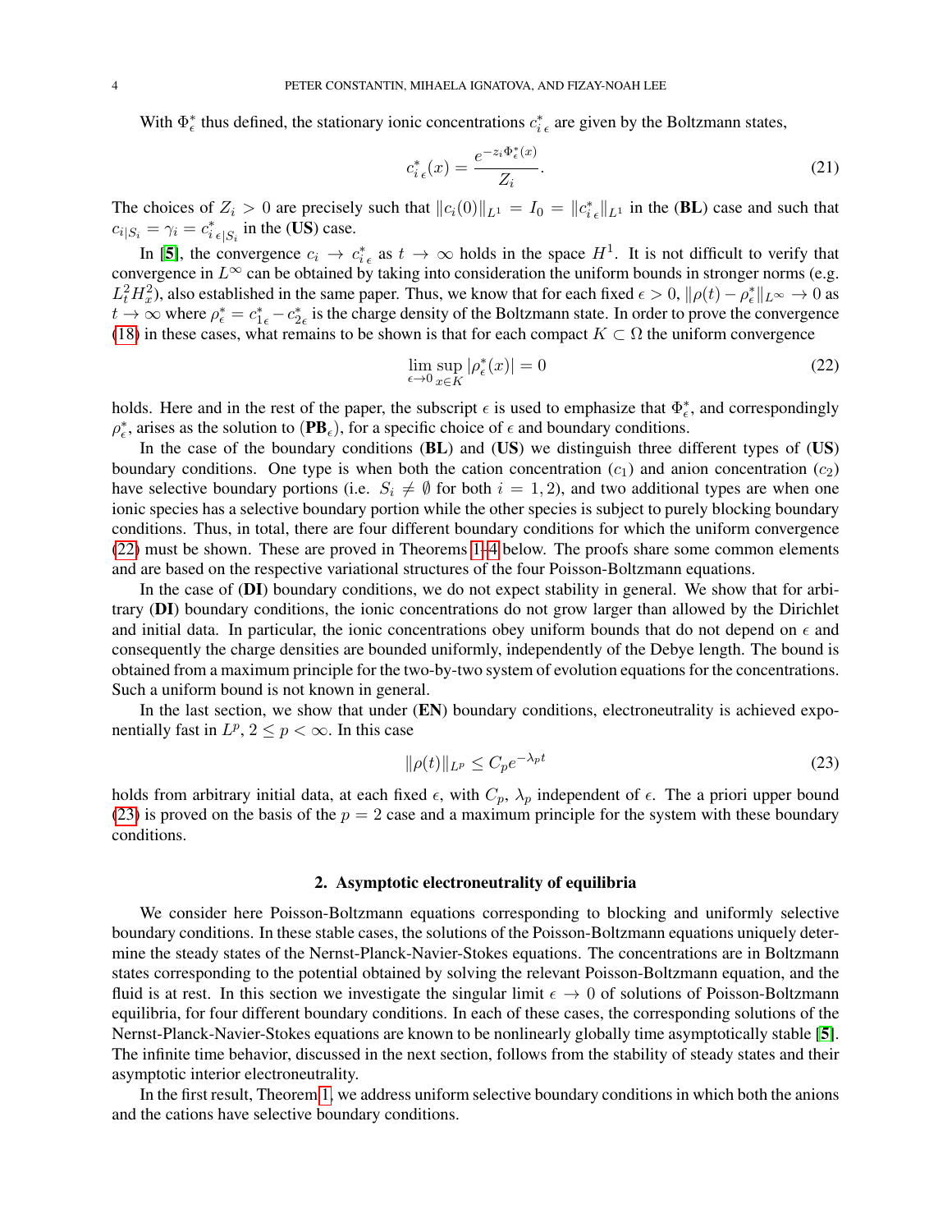With $\Phi_\epsilon^*$ thus defined, the stationary ionic concentrations $c_{i\,\epsilon}^*$ are given by the Boltzmann states,

$$c_{i\,\epsilon}^*(x) = \frac{e^{-z_i\Phi_\epsilon^*(x)}}{Z_i}. \tag{21}$$

The choices of $Z_i > 0$ are precisely such that $\|c_i(0)\|_{L^1} = I_0 = \|c_{i\,\epsilon}^*\|_{L^1}$ in the (**BL**) case and such that $c_{i|S_i} = \gamma_i = c_{i\,\epsilon|S_i}^*$ in the (**US**) case.

In [5], the convergence $c_i \to c_{i\,\epsilon}^*$ as $t \to \infty$ holds in the space $H^1$. It is not difficult to verify that convergence in $L^\infty$ can be obtained by taking into consideration the uniform bounds in stronger norms (e.g. $L_t^2 H_x^2$), also established in the same paper. Thus, we know that for each fixed $\epsilon > 0$, $\|\rho(t) - \rho_\epsilon^*\|_{L^\infty} \to 0$ as $t \to \infty$ where $\rho_\epsilon^* = c_{1\epsilon}^* - c_{2\epsilon}^*$ is the charge density of the Boltzmann state. In order to prove the convergence (18) in these cases, what remains to be shown is that for each compact $K \subset \Omega$ the uniform convergence

$$\lim_{\epsilon \to 0} \sup_{x \in K} |\rho_\epsilon^*(x)| = 0 \tag{22}$$

holds. Here and in the rest of the paper, the subscript $\epsilon$ is used to emphasize that $\Phi_\epsilon^*$, and correspondingly $\rho_\epsilon^*$, arises as the solution to (**PB**$_\epsilon$), for a specific choice of $\epsilon$ and boundary conditions.

In the case of the boundary conditions (**BL**) and (**US**) we distinguish three different types of (**US**) boundary conditions. One type is when both the cation concentration ($c_1$) and anion concentration ($c_2$) have selective boundary portions (i.e. $S_i \neq \emptyset$ for both $i = 1, 2$), and two additional types are when one ionic species has a selective boundary portion while the other species is subject to purely blocking boundary conditions. Thus, in total, there are four different boundary conditions for which the uniform convergence (22) must be shown. These are proved in Theorems 1–4 below. The proofs share some common elements and are based on the respective variational structures of the four Poisson-Boltzmann equations.

In the case of (**DI**) boundary conditions, we do not expect stability in general. We show that for arbitrary (**DI**) boundary conditions, the ionic concentrations do not grow larger than allowed by the Dirichlet and initial data. In particular, the ionic concentrations obey uniform bounds that do not depend on $\epsilon$ and consequently the charge densities are bounded uniformly, independently of the Debye length. The bound is obtained from a maximum principle for the two-by-two system of evolution equations for the concentrations. Such a uniform bound is not known in general.

In the last section, we show that under (**EN**) boundary conditions, electroneutrality is achieved exponentially fast in $L^p$, $2 \le p < \infty$. In this case

$$\|\rho(t)\|_{L^p} \le C_p e^{-\lambda_p t} \tag{23}$$

holds from arbitrary initial data, at each fixed $\epsilon$, with $C_p$, $\lambda_p$ independent of $\epsilon$. The a priori upper bound (23) is proved on the basis of the $p = 2$ case and a maximum principle for the system with these boundary conditions.

## 2. Asymptotic electroneutrality of equilibria

We consider here Poisson-Boltzmann equations corresponding to blocking and uniformly selective boundary conditions. In these stable cases, the solutions of the Poisson-Boltzmann equations uniquely determine the steady states of the Nernst-Planck-Navier-Stokes equations. The concentrations are in Boltzmann states corresponding to the potential obtained by solving the relevant Poisson-Boltzmann equation, and the fluid is at rest. In this section we investigate the singular limit $\epsilon \to 0$ of solutions of Poisson-Boltzmann equilibria, for four different boundary conditions. In each of these cases, the corresponding solutions of the Nernst-Planck-Navier-Stokes equations are known to be nonlinearly globally time asymptotically stable [5]. The infinite time behavior, discussed in the next section, follows from the stability of steady states and their asymptotic interior electroneutrality.

In the first result, Theorem 1, we address uniform selective boundary conditions in which both the anions and the cations have selective boundary conditions.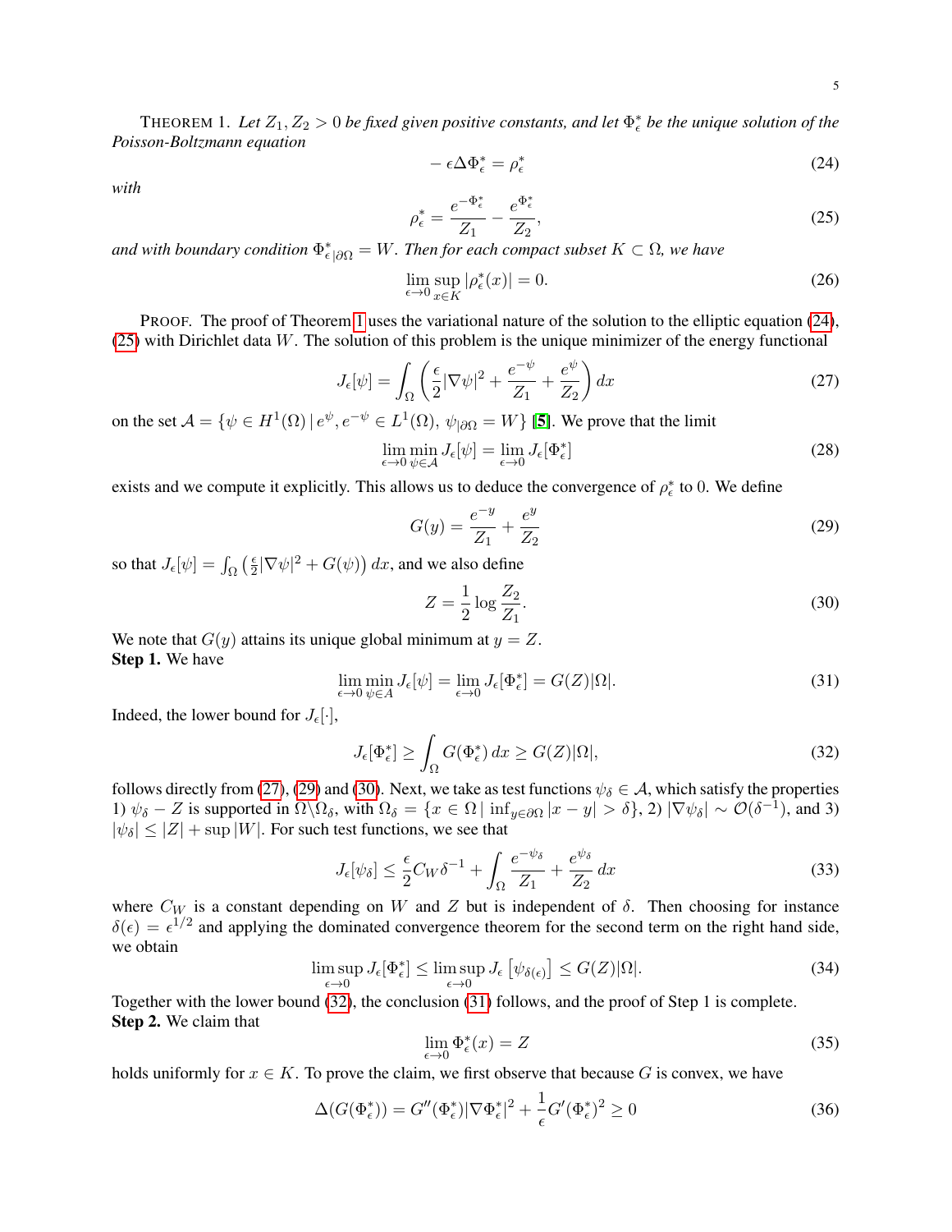THEOREM 1. *Let $Z_1, Z_2 > 0$ be fixed given positive constants, and let $\Phi^*_\epsilon$ be the unique solution of the Poisson-Boltzmann equation*

$$-\epsilon \Delta \Phi^*_\epsilon = \rho^*_\epsilon \tag{24}$$

*with*

$$\rho^*_\epsilon = \frac{e^{-\Phi^*_\epsilon}}{Z_1} - \frac{e^{\Phi^*_\epsilon}}{Z_2}, \tag{25}$$

*and with boundary condition $\Phi^*_{\epsilon|\partial\Omega} = W$. Then for each compact subset $K \subset \Omega$, we have*

$$\lim_{\epsilon\to 0} \sup_{x\in K} |\rho^*_\epsilon(x)| = 0. \tag{26}$$

PROOF. The proof of Theorem 1 uses the variational nature of the solution to the elliptic equation (24), (25) with Dirichlet data $W$. The solution of this problem is the unique minimizer of the energy functional

$$J_\epsilon[\psi] = \int_\Omega \left( \frac{\epsilon}{2}|\nabla\psi|^2 + \frac{e^{-\psi}}{Z_1} + \frac{e^{\psi}}{Z_2} \right) dx \tag{27}$$

on the set $\mathcal{A} = \{\psi \in H^1(\Omega) \,|\, e^\psi, e^{-\psi} \in L^1(\Omega),\ \psi_{|\partial\Omega} = W\}$ [5]. We prove that the limit

$$\lim_{\epsilon\to 0} \min_{\psi\in\mathcal{A}} J_\epsilon[\psi] = \lim_{\epsilon\to 0} J_\epsilon[\Phi^*_\epsilon] \tag{28}$$

exists and we compute it explicitly. This allows us to deduce the convergence of $\rho^*_\epsilon$ to 0. We define

$$G(y) = \frac{e^{-y}}{Z_1} + \frac{e^y}{Z_2} \tag{29}$$

so that $J_\epsilon[\psi] = \int_\Omega \left(\frac{\epsilon}{2}|\nabla\psi|^2 + G(\psi)\right) dx$, and we also define

$$Z = \frac{1}{2}\log\frac{Z_2}{Z_1}. \tag{30}$$

We note that $G(y)$ attains its unique global minimum at $y = Z$.

**Step 1.** We have

$$\lim_{\epsilon\to 0} \min_{\psi\in A} J_\epsilon[\psi] = \lim_{\epsilon\to 0} J_\epsilon[\Phi^*_\epsilon] = G(Z)|\Omega|. \tag{31}$$

Indeed, the lower bound for $J_\epsilon[\cdot]$,

$$J_\epsilon[\Phi^*_\epsilon] \geq \int_\Omega G(\Phi^*_\epsilon)\, dx \geq G(Z)|\Omega|, \tag{32}$$

follows directly from (27), (29) and (30). Next, we take as test functions $\psi_\delta \in \mathcal{A}$, which satisfy the properties 1) $\psi_\delta - Z$ is supported in $\Omega\backslash\Omega_\delta$, with $\Omega_\delta = \{x \in \Omega \,|\, \inf_{y\in\partial\Omega}|x-y| > \delta\}$, 2) $|\nabla\psi_\delta| \sim \mathcal{O}(\delta^{-1})$, and 3) $|\psi_\delta| \leq |Z| + \sup|W|$. For such test functions, we see that

$$J_\epsilon[\psi_\delta] \leq \frac{\epsilon}{2} C_W \delta^{-1} + \int_\Omega \frac{e^{-\psi_\delta}}{Z_1} + \frac{e^{\psi_\delta}}{Z_2}\, dx \tag{33}$$

where $C_W$ is a constant depending on $W$ and $Z$ but is independent of $\delta$. Then choosing for instance $\delta(\epsilon) = \epsilon^{1/2}$ and applying the dominated convergence theorem for the second term on the right hand side, we obtain

$$\limsup_{\epsilon\to 0} J_\epsilon[\Phi^*_\epsilon] \leq \limsup_{\epsilon\to 0} J_\epsilon\left[\psi_{\delta(\epsilon)}\right] \leq G(Z)|\Omega|. \tag{34}$$

Together with the lower bound (32), the conclusion (31) follows, and the proof of Step 1 is complete.

**Step 2.** We claim that

$$\lim_{\epsilon\to 0} \Phi^*_\epsilon(x) = Z \tag{35}$$

holds uniformly for $x \in K$. To prove the claim, we first observe that because $G$ is convex, we have

$$\Delta(G(\Phi^*_\epsilon)) = G''(\Phi^*_\epsilon)|\nabla\Phi^*_\epsilon|^2 + \frac{1}{\epsilon}G'(\Phi^*_\epsilon)^2 \geq 0 \tag{36}$$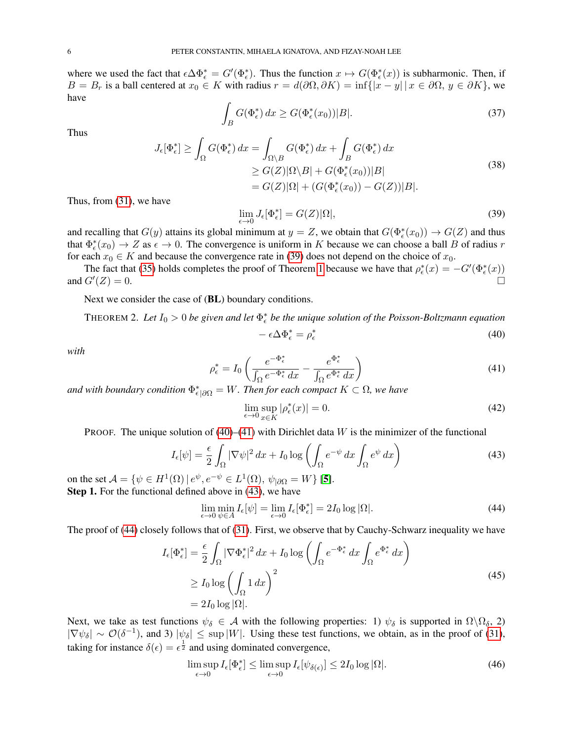where we used the fact that $\epsilon\Delta\Phi_\epsilon^* = G'(\Phi_\epsilon^*)$. Thus the function $x \mapsto G(\Phi_\epsilon^*(x))$ is subharmonic. Then, if $B = B_r$ is a ball centered at $x_0 \in K$ with radius $r = d(\partial\Omega, \partial K) = \inf\{|x-y| \,|\, x \in \partial\Omega,\ y \in \partial K\}$, we have

$$\int_B G(\Phi_\epsilon^*)\,dx \ge G(\Phi_\epsilon^*(x_0))|B|. \tag{37}$$

Thus

$$\begin{aligned} J_\epsilon[\Phi_\epsilon^*] \ge \int_\Omega G(\Phi_\epsilon^*)\,dx &= \int_{\Omega\setminus B} G(\Phi_\epsilon^*)\,dx + \int_B G(\Phi_\epsilon^*)\,dx \\ &\ge G(Z)|\Omega\setminus B| + G(\Phi_\epsilon^*(x_0))|B| \\ &= G(Z)|\Omega| + (G(\Phi_\epsilon^*(x_0)) - G(Z))|B|. \end{aligned} \tag{38}$$

Thus, from (31), we have

$$\lim_{\epsilon\to 0} J_\epsilon[\Phi_\epsilon^*] = G(Z)|\Omega|, \tag{39}$$

and recalling that $G(y)$ attains its global minimum at $y = Z$, we obtain that $G(\Phi_\epsilon^*(x_0)) \to G(Z)$ and thus that $\Phi_\epsilon^*(x_0) \to Z$ as $\epsilon \to 0$. The convergence is uniform in $K$ because we can choose a ball $B$ of radius $r$ for each $x_0 \in K$ and because the convergence rate in (39) does not depend on the choice of $x_0$.

The fact that (35) holds completes the proof of Theorem 1 because we have that $\rho_\epsilon^*(x) = -G'(\Phi_\epsilon^*(x))$ and $G'(Z) = 0$. $\square$

Next we consider the case of (**BL**) boundary conditions.

THEOREM 2. *Let $I_0 > 0$ be given and let $\Phi_\epsilon^*$ be the unique solution of the Poisson-Boltzmann equation*

$$-\epsilon\Delta\Phi_\epsilon^* = \rho_\epsilon^* \tag{40}$$

*with*

$$\rho_\epsilon^* = I_0\left(\frac{e^{-\Phi_\epsilon^*}}{\int_\Omega e^{-\Phi_\epsilon^*}\,dx} - \frac{e^{\Phi_\epsilon^*}}{\int_\Omega e^{\Phi_\epsilon^*}\,dx}\right) \tag{41}$$

*and with boundary condition $\Phi^*_{\epsilon|\partial\Omega} = W$. Then for each compact $K \subset \Omega$, we have*

$$\lim_{\epsilon\to 0}\sup_{x\in K}|\rho_\epsilon^*(x)| = 0. \tag{42}$$

PROOF. The unique solution of (40)–(41) with Dirichlet data $W$ is the minimizer of the functional

$$I_\epsilon[\psi] = \frac{\epsilon}{2}\int_\Omega |\nabla\psi|^2\,dx + I_0\log\left(\int_\Omega e^{-\psi}\,dx \int_\Omega e^{\psi}\,dx\right) \tag{43}$$

on the set $\mathcal{A} = \{\psi \in H^1(\Omega)\,|\, e^\psi, e^{-\psi} \in L^1(\Omega),\ \psi_{|\partial\Omega} = W\}$ [5].

**Step 1.** For the functional defined above in (43), we have

$$\lim_{\epsilon\to 0}\min_{\psi\in A} I_\epsilon[\psi] = \lim_{\epsilon\to 0} I_\epsilon[\Phi_\epsilon^*] = 2I_0\log|\Omega|. \tag{44}$$

The proof of (44) closely follows that of (31). First, we observe that by Cauchy-Schwarz inequality we have

$$\begin{aligned} I_\epsilon[\Phi_\epsilon^*] &= \frac{\epsilon}{2}\int_\Omega |\nabla\Phi_\epsilon^*|^2\,dx + I_0\log\left(\int_\Omega e^{-\Phi_\epsilon^*}\,dx\int_\Omega e^{\Phi_\epsilon^*}\,dx\right) \\ &\ge I_0\log\left(\int_\Omega 1\,dx\right)^2 \\ &= 2I_0\log|\Omega|. \end{aligned} \tag{45}$$

Next, we take as test functions $\psi_\delta \in \mathcal{A}$ with the following properties: 1) $\psi_\delta$ is supported in $\Omega\setminus\Omega_\delta$, 2) $|\nabla\psi_\delta| \sim \mathcal{O}(\delta^{-1})$, and 3) $|\psi_\delta| \le \sup|W|$. Using these test functions, we obtain, as in the proof of (31), taking for instance $\delta(\epsilon) = \epsilon^{\frac{1}{2}}$ and using dominated convergence,

$$\limsup_{\epsilon\to 0} I_\epsilon[\Phi_\epsilon^*] \le \limsup_{\epsilon\to 0} I_\epsilon[\psi_{\delta(\epsilon)}] \le 2I_0\log|\Omega|. \tag{46}$$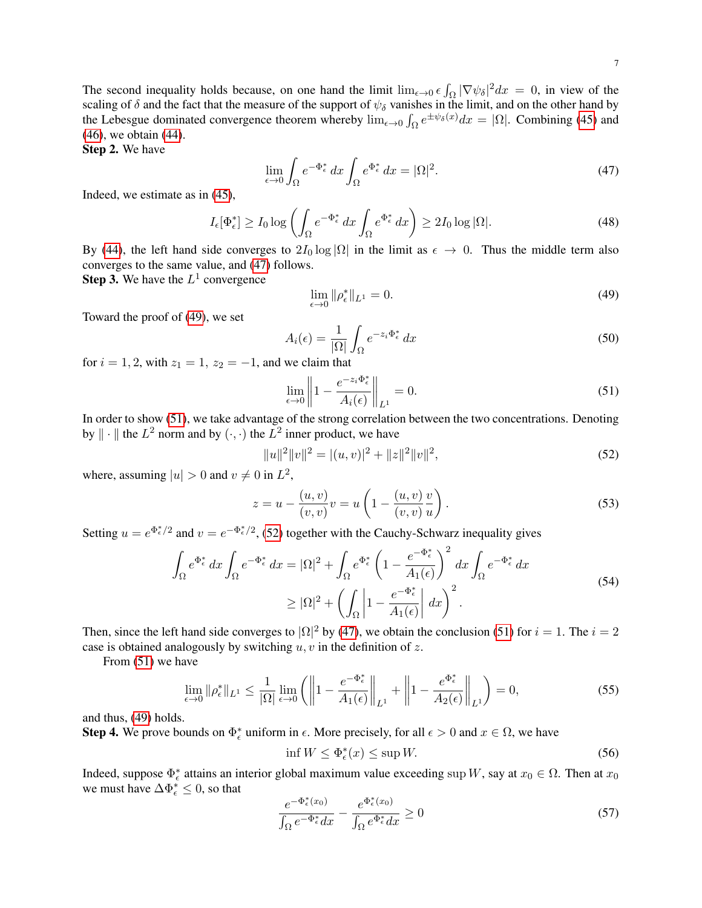The second inequality holds because, on one hand the limit $\lim_{\epsilon\to 0} \epsilon \int_\Omega |\nabla \psi_\delta|^2 dx = 0$, in view of the scaling of $\delta$ and the fact that the measure of the support of $\psi_\delta$ vanishes in the limit, and on the other hand by the Lebesgue dominated convergence theorem whereby $\lim_{\epsilon\to 0}\int_\Omega e^{\pm\psi_\delta(x)} dx = |\Omega|$. Combining (45) and (46), we obtain (44).

**Step 2.** We have

$$\lim_{\epsilon\to 0}\int_\Omega e^{-\Phi_\epsilon^*}\,dx \int_\Omega e^{\Phi_\epsilon^*}\,dx = |\Omega|^2. \tag{47}$$

Indeed, we estimate as in (45),

$$I_\epsilon[\Phi_\epsilon^*] \geq I_0 \log\left(\int_\Omega e^{-\Phi_\epsilon^*}\,dx \int_\Omega e^{\Phi_\epsilon^*}\,dx\right) \geq 2I_0 \log|\Omega|. \tag{48}$$

By (44), the left hand side converges to $2I_0 \log|\Omega|$ in the limit as $\epsilon \to 0$. Thus the middle term also converges to the same value, and (47) follows.

**Step 3.** We have the $L^1$ convergence

$$\lim_{\epsilon\to 0}\|\rho_\epsilon^*\|_{L^1} = 0. \tag{49}$$

Toward the proof of (49), we set

$$A_i(\epsilon) = \frac{1}{|\Omega|}\int_\Omega e^{-z_i\Phi_\epsilon^*}\,dx \tag{50}$$

for $i = 1, 2$, with $z_1 = 1,\ z_2 = -1$, and we claim that

$$\lim_{\epsilon\to 0}\left\|1 - \frac{e^{-z_i\Phi_\epsilon^*}}{A_i(\epsilon)}\right\|_{L^1} = 0. \tag{51}$$

In order to show (51), we take advantage of the strong correlation between the two concentrations. Denoting by $\|\cdot\|$ the $L^2$ norm and by $(\cdot,\cdot)$ the $L^2$ inner product, we have

$$\|u\|^2\|v\|^2 = |(u,v)|^2 + \|z\|^2\|v\|^2, \tag{52}$$

where, assuming $|u| > 0$ and $v \neq 0$ in $L^2$,

$$z = u - \frac{(u,v)}{(v,v)}v = u\left(1 - \frac{(u,v)}{(v,v)}\frac{v}{u}\right). \tag{53}$$

Setting $u = e^{\Phi_\epsilon^*/2}$ and $v = e^{-\Phi_\epsilon^*/2}$, (52) together with the Cauchy-Schwarz inequality gives

$$\begin{aligned}\int_\Omega e^{\Phi_\epsilon^*}\,dx \int_\Omega e^{-\Phi_\epsilon^*}\,dx &= |\Omega|^2 + \int_\Omega e^{\Phi_\epsilon^*}\left(1 - \frac{e^{-\Phi_\epsilon^*}}{A_1(\epsilon)}\right)^2 dx \int_\Omega e^{-\Phi_\epsilon^*}\,dx \\ &\geq |\Omega|^2 + \left(\int_\Omega \left|1 - \frac{e^{-\Phi_\epsilon^*}}{A_1(\epsilon)}\right| dx\right)^2.\end{aligned} \tag{54}$$

Then, since the left hand side converges to $|\Omega|^2$ by (47), we obtain the conclusion (51) for $i = 1$. The $i = 2$ case is obtained analogously by switching $u, v$ in the definition of $z$.

From (51) we have

$$\lim_{\epsilon\to 0}\|\rho_\epsilon^*\|_{L^1} \leq \frac{1}{|\Omega|}\lim_{\epsilon\to 0}\left(\left\|1 - \frac{e^{-\Phi_\epsilon^*}}{A_1(\epsilon)}\right\|_{L^1} + \left\|1 - \frac{e^{\Phi_\epsilon^*}}{A_2(\epsilon)}\right\|_{L^1}\right) = 0, \tag{55}$$

and thus, (49) holds.

**Step 4.** We prove bounds on $\Phi_\epsilon^*$ uniform in $\epsilon$. More precisely, for all $\epsilon > 0$ and $x \in \Omega$, we have

$$\inf W \leq \Phi_\epsilon^*(x) \leq \sup W. \tag{56}$$

Indeed, suppose $\Phi_\epsilon^*$ attains an interior global maximum value exceeding $\sup W$, say at $x_0 \in \Omega$. Then at $x_0$ we must have $\Delta\Phi_\epsilon^* \leq 0$, so that

$$\frac{e^{-\Phi_\epsilon^*(x_0)}}{\int_\Omega e^{-\Phi_\epsilon^*}dx} - \frac{e^{\Phi_\epsilon^*(x_0)}}{\int_\Omega e^{\Phi_\epsilon^*}dx} \geq 0 \tag{57}$$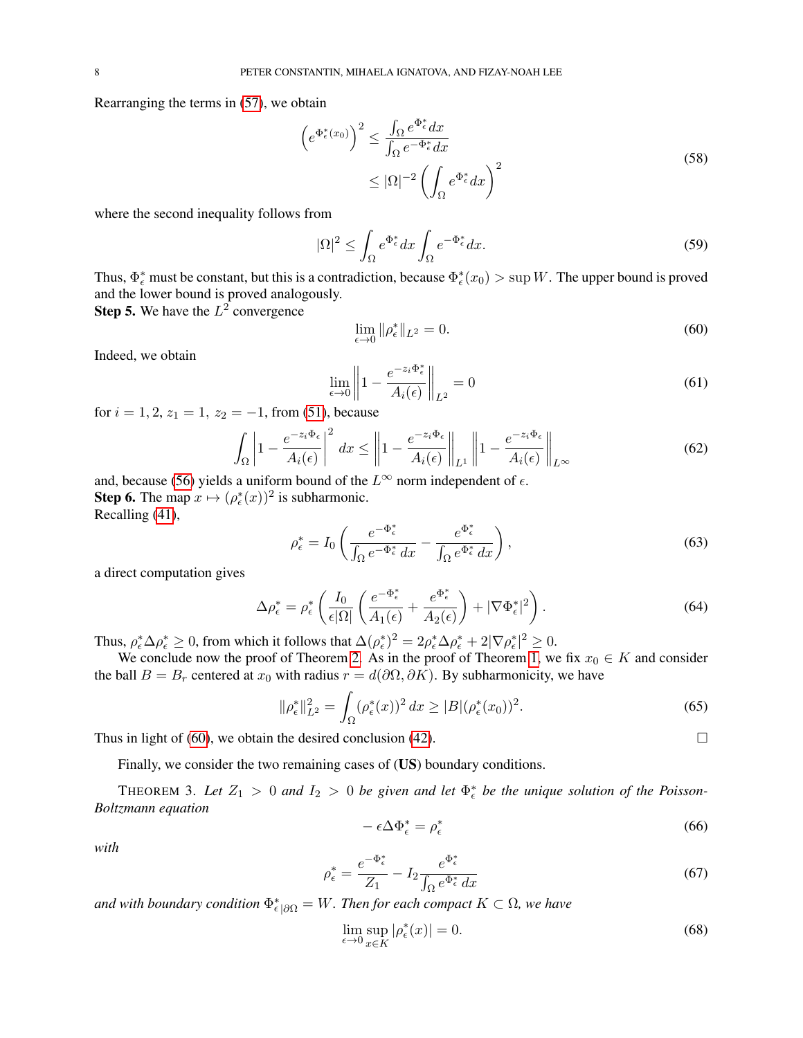Rearranging the terms in (57), we obtain

$$
\begin{aligned}
\left(e^{\Phi_\epsilon^*(x_0)}\right)^2 &\le \frac{\int_\Omega e^{\Phi_\epsilon^*}dx}{\int_\Omega e^{-\Phi_\epsilon^*}dx} \\
&\le |\Omega|^{-2}\left(\int_\Omega e^{\Phi_\epsilon^*}dx\right)^2
\end{aligned}
\tag{58}
$$

where the second inequality follows from

$$
|\Omega|^2 \le \int_\Omega e^{\Phi_\epsilon^*}dx \int_\Omega e^{-\Phi_\epsilon^*}dx. \tag{59}
$$

Thus, $\Phi_\epsilon^*$ must be constant, but this is a contradiction, because $\Phi_\epsilon^*(x_0) > \sup W$. The upper bound is proved and the lower bound is proved analogously.

**Step 5.** We have the $L^2$ convergence

$$
\lim_{\epsilon\to 0} \|\rho_\epsilon^*\|_{L^2} = 0. \tag{60}
$$

Indeed, we obtain

$$
\lim_{\epsilon\to 0}\left\|1 - \frac{e^{-z_i\Phi_\epsilon^*}}{A_i(\epsilon)}\right\|_{L^2} = 0 \tag{61}
$$

for $i = 1, 2$, $z_1 = 1$, $z_2 = -1$, from (51), because

$$
\int_\Omega \left|1 - \frac{e^{-z_i\Phi_\epsilon}}{A_i(\epsilon)}\right|^2 dx \le \left\|1 - \frac{e^{-z_i\Phi_\epsilon}}{A_i(\epsilon)}\right\|_{L^1}\left\|1 - \frac{e^{-z_i\Phi_\epsilon}}{A_i(\epsilon)}\right\|_{L^\infty} \tag{62}
$$

and, because (56) yields a uniform bound of the $L^\infty$ norm independent of $\epsilon$.

**Step 6.** The map $x \mapsto (\rho_\epsilon^*(x))^2$ is subharmonic.

Recalling (41),

$$
\rho_\epsilon^* = I_0\left(\frac{e^{-\Phi_\epsilon^*}}{\int_\Omega e^{-\Phi_\epsilon^*}dx} - \frac{e^{\Phi_\epsilon^*}}{\int_\Omega e^{\Phi_\epsilon^*}dx}\right), \tag{63}
$$

a direct computation gives

$$
\Delta\rho_\epsilon^* = \rho_\epsilon^*\left(\frac{I_0}{\epsilon|\Omega|}\left(\frac{e^{-\Phi_\epsilon^*}}{A_1(\epsilon)} + \frac{e^{\Phi_\epsilon^*}}{A_2(\epsilon)}\right) + |\nabla\Phi_\epsilon^*|^2\right). \tag{64}
$$

Thus, $\rho_\epsilon^*\Delta\rho_\epsilon^* \ge 0$, from which it follows that $\Delta(\rho_\epsilon^*)^2 = 2\rho_\epsilon^*\Delta\rho_\epsilon^* + 2|\nabla\rho_\epsilon^*|^2 \ge 0$.

We conclude now the proof of Theorem 2. As in the proof of Theorem 1, we fix $x_0 \in K$ and consider the ball $B = B_r$ centered at $x_0$ with radius $r = d(\partial\Omega, \partial K)$. By subharmonicity, we have

$$
\|\rho_\epsilon^*\|_{L^2}^2 = \int_\Omega (\rho_\epsilon^*(x))^2\,dx \ge |B|(\rho_\epsilon^*(x_0))^2. \tag{65}
$$

Thus in light of (60), we obtain the desired conclusion (42). □

Finally, we consider the two remaining cases of (**US**) boundary conditions.

THEOREM 3. *Let $Z_1 > 0$ and $I_2 > 0$ be given and let $\Phi_\epsilon^*$ be the unique solution of the Poisson-Boltzmann equation*

$$
-\epsilon\Delta\Phi_\epsilon^* = \rho_\epsilon^* \tag{66}
$$

*with*

$$
\rho_\epsilon^* = \frac{e^{-\Phi_\epsilon^*}}{Z_1} - I_2\frac{e^{\Phi_\epsilon^*}}{\int_\Omega e^{\Phi_\epsilon^*}dx} \tag{67}
$$

*and with boundary condition $\Phi^*_{\epsilon\,|\partial\Omega} = W$. Then for each compact $K \subset \Omega$, we have*

$$
\lim_{\epsilon\to 0}\sup_{x\in K}|\rho_\epsilon^*(x)| = 0. \tag{68}
$$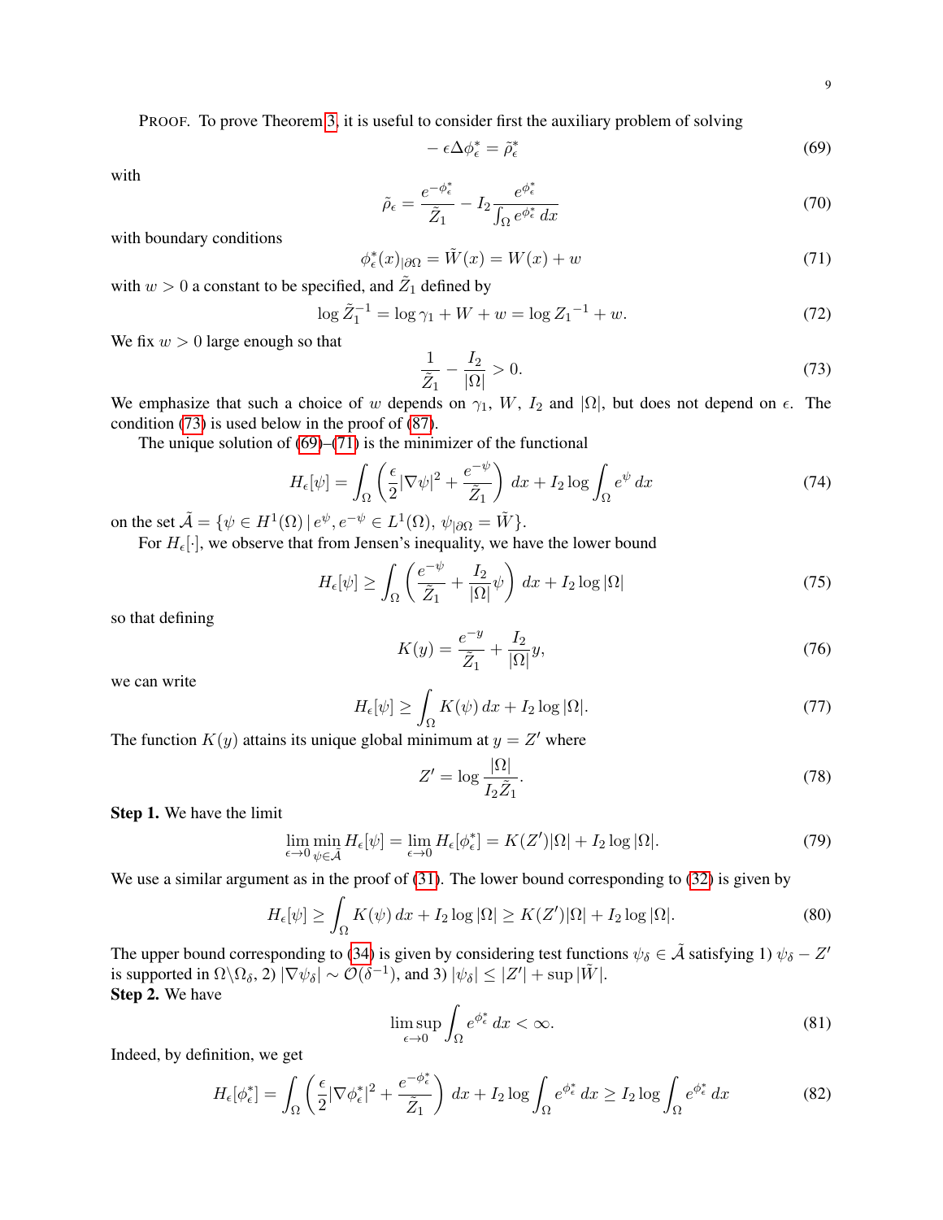PROOF. To prove Theorem 3, it is useful to consider first the auxiliary problem of solving

$$-\epsilon\Delta\phi_\epsilon^* = \tilde{\rho}_\epsilon^* \tag{69}$$

with

$$\tilde{\rho}_\epsilon = \frac{e^{-\phi_\epsilon^*}}{\tilde{Z}_1} - I_2 \frac{e^{\phi_\epsilon^*}}{\int_\Omega e^{\phi_\epsilon^*}\,dx} \tag{70}$$

with boundary conditions

$$\phi_\epsilon^*(x)_{|\partial\Omega} = \tilde{W}(x) = W(x) + w \tag{71}$$

with $w > 0$ a constant to be specified, and $\tilde{Z}_1$ defined by

$$\log \tilde{Z}_1^{-1} = \log\gamma_1 + W + w = \log Z_1{}^{-1} + w. \tag{72}$$

We fix $w > 0$ large enough so that

$$\frac{1}{\tilde{Z}_1} - \frac{I_2}{|\Omega|} > 0. \tag{73}$$

We emphasize that such a choice of $w$ depends on $\gamma_1$, $W$, $I_2$ and $|\Omega|$, but does not depend on $\epsilon$. The condition (73) is used below in the proof of (87).

The unique solution of (69)–(71) is the minimizer of the functional

$$H_\epsilon[\psi] = \int_\Omega \left(\frac{\epsilon}{2}|\nabla\psi|^2 + \frac{e^{-\psi}}{\tilde{Z}_1}\right)dx + I_2\log\int_\Omega e^\psi\,dx \tag{74}$$

on the set $\tilde{\mathcal{A}} = \{\psi \in H^1(\Omega)\,|\, e^\psi, e^{-\psi} \in L^1(\Omega),\ \psi_{|\partial\Omega} = \tilde{W}\}$.

For $H_\epsilon[\cdot]$, we observe that from Jensen's inequality, we have the lower bound

$$H_\epsilon[\psi] \geq \int_\Omega \left(\frac{e^{-\psi}}{\tilde{Z}_1} + \frac{I_2}{|\Omega|}\psi\right)dx + I_2\log|\Omega| \tag{75}$$

so that defining

$$K(y) = \frac{e^{-y}}{\tilde{Z}_1} + \frac{I_2}{|\Omega|}y, \tag{76}$$

we can write

$$H_\epsilon[\psi] \geq \int_\Omega K(\psi)\,dx + I_2\log|\Omega|. \tag{77}$$

The function $K(y)$ attains its unique global minimum at $y = Z'$ where

$$Z' = \log\frac{|\Omega|}{I_2\tilde{Z}_1}. \tag{78}$$

**Step 1.** We have the limit

$$\lim_{\epsilon\to 0}\min_{\psi\in\tilde{\mathcal{A}}} H_\epsilon[\psi] = \lim_{\epsilon\to 0} H_\epsilon[\phi_\epsilon^*] = K(Z')|\Omega| + I_2\log|\Omega|. \tag{79}$$

We use a similar argument as in the proof of (31). The lower bound corresponding to (32) is given by

$$H_\epsilon[\psi] \geq \int_\Omega K(\psi)\,dx + I_2\log|\Omega| \geq K(Z')|\Omega| + I_2\log|\Omega|. \tag{80}$$

The upper bound corresponding to (34) is given by considering test functions $\psi_\delta \in \tilde{\mathcal{A}}$ satisfying 1) $\psi_\delta - Z'$ is supported in $\Omega\backslash\Omega_\delta$, 2) $|\nabla\psi_\delta| \sim \mathcal{O}(\delta^{-1})$, and 3) $|\psi_\delta| \leq |Z'| + \sup|\tilde{W}|$.

**Step 2.** We have

$$\limsup_{\epsilon\to 0}\int_\Omega e^{\phi_\epsilon^*}\,dx < \infty. \tag{81}$$

Indeed, by definition, we get

$$H_\epsilon[\phi_\epsilon^*] = \int_\Omega \left(\frac{\epsilon}{2}|\nabla\phi_\epsilon^*|^2 + \frac{e^{-\phi_\epsilon^*}}{\tilde{Z}_1}\right)dx + I_2\log\int_\Omega e^{\phi_\epsilon^*}\,dx \geq I_2\log\int_\Omega e^{\phi_\epsilon^*}\,dx \tag{82}$$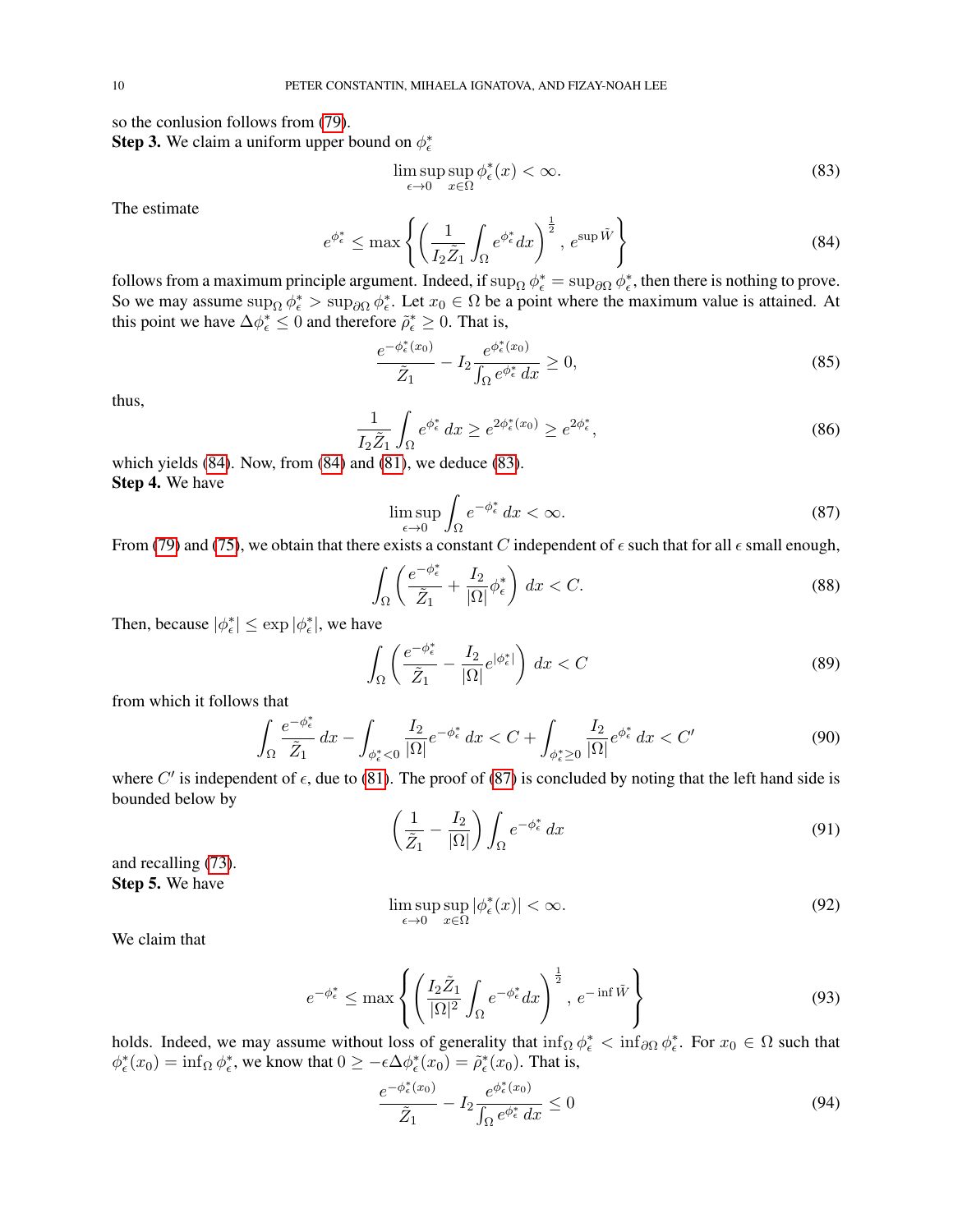so the conlusion follows from (79).

**Step 3.** We claim a uniform upper bound on $\phi_\epsilon^*$

$$\limsup_{\epsilon\to 0} \sup_{x\in\Omega} \phi_\epsilon^*(x) < \infty. \tag{83}$$

The estimate

$$e^{\phi_\epsilon^*} \le \max\left\{ \left(\frac{1}{I_2 \tilde{Z}_1}\int_\Omega e^{\phi_\epsilon^*} dx\right)^{\frac{1}{2}},\, e^{\sup \tilde{W}} \right\} \tag{84}$$

follows from a maximum principle argument. Indeed, if $\sup_\Omega \phi_\epsilon^* = \sup_{\partial\Omega} \phi_\epsilon^*$, then there is nothing to prove. So we may assume $\sup_\Omega \phi_\epsilon^* > \sup_{\partial\Omega} \phi_\epsilon^*$. Let $x_0 \in \Omega$ be a point where the maximum value is attained. At this point we have $\Delta\phi_\epsilon^* \le 0$ and therefore $\tilde{\rho}_\epsilon^* \ge 0$. That is,

$$\frac{e^{-\phi_\epsilon^*(x_0)}}{\tilde{Z}_1} - I_2 \frac{e^{\phi_\epsilon^*(x_0)}}{\int_\Omega e^{\phi_\epsilon^*}\, dx} \ge 0, \tag{85}$$

thus,

$$\frac{1}{I_2 \tilde{Z}_1}\int_\Omega e^{\phi_\epsilon^*}\, dx \ge e^{2\phi_\epsilon^*(x_0)} \ge e^{2\phi_\epsilon^*}, \tag{86}$$

which yields (84). Now, from (84) and (81), we deduce (83).

**Step 4.** We have

$$\limsup_{\epsilon\to 0} \int_\Omega e^{-\phi_\epsilon^*}\, dx < \infty. \tag{87}$$

From (79) and (75), we obtain that there exists a constant $C$ independent of $\epsilon$ such that for all $\epsilon$ small enough,

$$\int_\Omega \left(\frac{e^{-\phi_\epsilon^*}}{\tilde{Z}_1} + \frac{I_2}{|\Omega|}\phi_\epsilon^*\right)\, dx < C. \tag{88}$$

Then, because $|\phi_\epsilon^*| \le \exp|\phi_\epsilon^*|$, we have

$$\int_\Omega \left(\frac{e^{-\phi_\epsilon^*}}{\tilde{Z}_1} - \frac{I_2}{|\Omega|}e^{|\phi_\epsilon^*|}\right)\, dx < C \tag{89}$$

from which it follows that

$$\int_\Omega \frac{e^{-\phi_\epsilon^*}}{\tilde{Z}_1}\, dx - \int_{\phi_\epsilon^*<0} \frac{I_2}{|\Omega|}e^{-\phi_\epsilon^*}\, dx < C + \int_{\phi_\epsilon^*\ge 0} \frac{I_2}{|\Omega|}e^{\phi_\epsilon^*}\, dx < C' \tag{90}$$

where $C'$ is independent of $\epsilon$, due to (81). The proof of (87) is concluded by noting that the left hand side is bounded below by

$$\left(\frac{1}{\tilde{Z}_1} - \frac{I_2}{|\Omega|}\right)\int_\Omega e^{-\phi_\epsilon^*}\, dx \tag{91}$$

and recalling (73).

**Step 5.** We have

$$\limsup_{\epsilon\to 0} \sup_{x\in\Omega} |\phi_\epsilon^*(x)| < \infty. \tag{92}$$

We claim that

$$e^{-\phi_\epsilon^*} \le \max\left\{ \left(\frac{I_2 \tilde{Z}_1}{|\Omega|^2}\int_\Omega e^{-\phi_\epsilon^*} dx\right)^{\frac{1}{2}},\, e^{-\inf \tilde{W}} \right\} \tag{93}$$

holds. Indeed, we may assume without loss of generality that $\inf_\Omega \phi_\epsilon^* < \inf_{\partial\Omega} \phi_\epsilon^*$. For $x_0 \in \Omega$ such that $\phi_\epsilon^*(x_0) = \inf_\Omega \phi_\epsilon^*$, we know that $0 \ge -\epsilon\Delta\phi_\epsilon^*(x_0) = \tilde{\rho}_\epsilon^*(x_0)$. That is,

$$\frac{e^{-\phi_\epsilon^*(x_0)}}{\tilde{Z}_1} - I_2 \frac{e^{\phi_\epsilon^*(x_0)}}{\int_\Omega e^{\phi_\epsilon^*}\, dx} \le 0 \tag{94}$$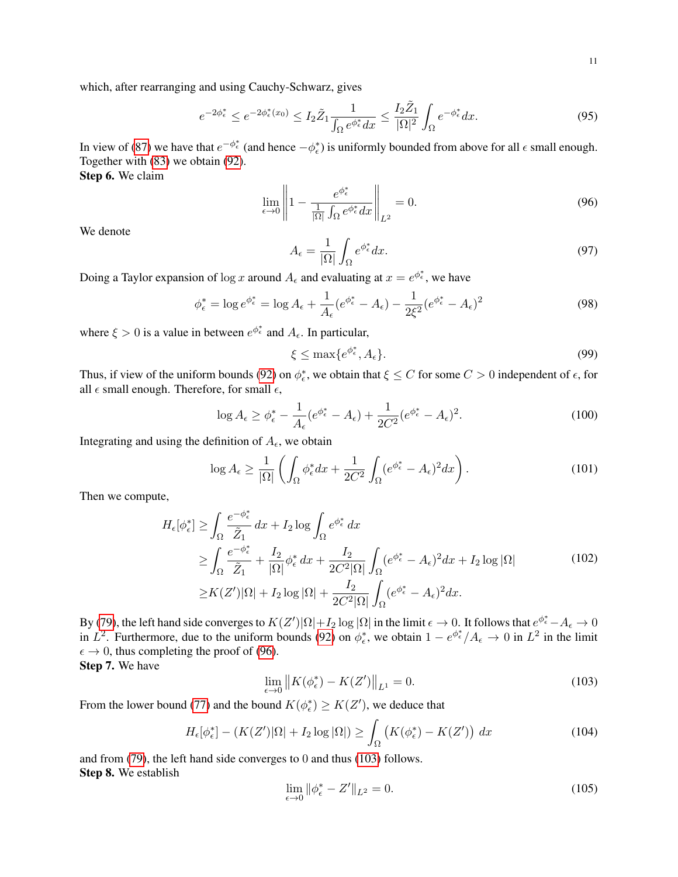which, after rearranging and using Cauchy-Schwarz, gives

$$e^{-2\phi_\epsilon^*} \leq e^{-2\phi_\epsilon^*(x_0)} \leq I_2 \tilde{Z}_1 \frac{1}{\int_\Omega e^{\phi_\epsilon^*} dx} \leq \frac{I_2 \tilde{Z}_1}{|\Omega|^2} \int_\Omega e^{-\phi_\epsilon^*} dx. \tag{95}$$

In view of (87) we have that $e^{-\phi_\epsilon^*}$ (and hence $-\phi_\epsilon^*$) is uniformly bounded from above for all $\epsilon$ small enough. Together with (83) we obtain (92).

**Step 6.** We claim

$$\lim_{\epsilon \to 0} \left\| 1 - \frac{e^{\phi_\epsilon^*}}{\frac{1}{|\Omega|}\int_\Omega e^{\phi_\epsilon^*} dx} \right\|_{L^2} = 0. \tag{96}$$

We denote

$$A_\epsilon = \frac{1}{|\Omega|} \int_\Omega e^{\phi_\epsilon^*} dx. \tag{97}$$

Doing a Taylor expansion of $\log x$ around $A_\epsilon$ and evaluating at $x = e^{\phi_\epsilon^*}$, we have

$$\phi_\epsilon^* = \log e^{\phi_\epsilon^*} = \log A_\epsilon + \frac{1}{A_\epsilon}(e^{\phi_\epsilon^*} - A_\epsilon) - \frac{1}{2\xi^2}(e^{\phi_\epsilon^*} - A_\epsilon)^2 \tag{98}$$

where $\xi > 0$ is a value in between $e^{\phi_\epsilon^*}$ and $A_\epsilon$. In particular,

$$\xi \leq \max\{e^{\phi_\epsilon^*}, A_\epsilon\}. \tag{99}$$

Thus, if view of the uniform bounds (92) on $\phi_\epsilon^*$, we obtain that $\xi \leq C$ for some $C > 0$ independent of $\epsilon$, for all $\epsilon$ small enough. Therefore, for small $\epsilon$,

$$\log A_\epsilon \geq \phi_\epsilon^* - \frac{1}{A_\epsilon}(e^{\phi_\epsilon^*} - A_\epsilon) + \frac{1}{2C^2}(e^{\phi_\epsilon^*} - A_\epsilon)^2. \tag{100}$$

Integrating and using the definition of $A_\epsilon$, we obtain

$$\log A_\epsilon \geq \frac{1}{|\Omega|} \left( \int_\Omega \phi_\epsilon^* dx + \frac{1}{2C^2} \int_\Omega (e^{\phi_\epsilon^*} - A_\epsilon)^2 dx \right). \tag{101}$$

Then we compute,

$$\begin{aligned}
H_\epsilon[\phi_\epsilon^*] &\geq \int_\Omega \frac{e^{-\phi_\epsilon^*}}{\tilde{Z}_1} \, dx + I_2 \log \int_\Omega e^{\phi_\epsilon^*} \, dx \\
&\geq \int_\Omega \frac{e^{-\phi_\epsilon^*}}{\tilde{Z}_1} + \frac{I_2}{|\Omega|} \phi_\epsilon^* \, dx + \frac{I_2}{2C^2|\Omega|} \int_\Omega (e^{\phi_\epsilon^*} - A_\epsilon)^2 dx + I_2 \log |\Omega| \\
&\geq K(Z')|\Omega| + I_2 \log |\Omega| + \frac{I_2}{2C^2|\Omega|} \int_\Omega (e^{\phi_\epsilon^*} - A_\epsilon)^2 dx.
\end{aligned} \tag{102}$$

By (79), the left hand side converges to $K(Z')|\Omega| + I_2 \log |\Omega|$ in the limit $\epsilon \to 0$. It follows that $e^{\phi_\epsilon^*} - A_\epsilon \to 0$ in $L^2$. Furthermore, due to the uniform bounds (92) on $\phi_\epsilon^*$, we obtain $1 - e^{\phi_\epsilon^*}/A_\epsilon \to 0$ in $L^2$ in the limit $\epsilon \to 0$, thus completing the proof of (96).

**Step 7.** We have

$$\lim_{\epsilon \to 0} \left\| K(\phi_\epsilon^*) - K(Z') \right\|_{L^1} = 0. \tag{103}$$

From the lower bound (77) and the bound $K(\phi_\epsilon^*) \geq K(Z')$, we deduce that

$$H_\epsilon[\phi_\epsilon^*] - (K(Z')|\Omega| + I_2 \log |\Omega|) \geq \int_\Omega \left( K(\phi_\epsilon^*) - K(Z') \right) \, dx \tag{104}$$

and from (79), the left hand side converges to 0 and thus (103) follows.

**Step 8.** We establish

$$\lim_{\epsilon \to 0} \|\phi_\epsilon^* - Z'\|_{L^2} = 0. \tag{105}$$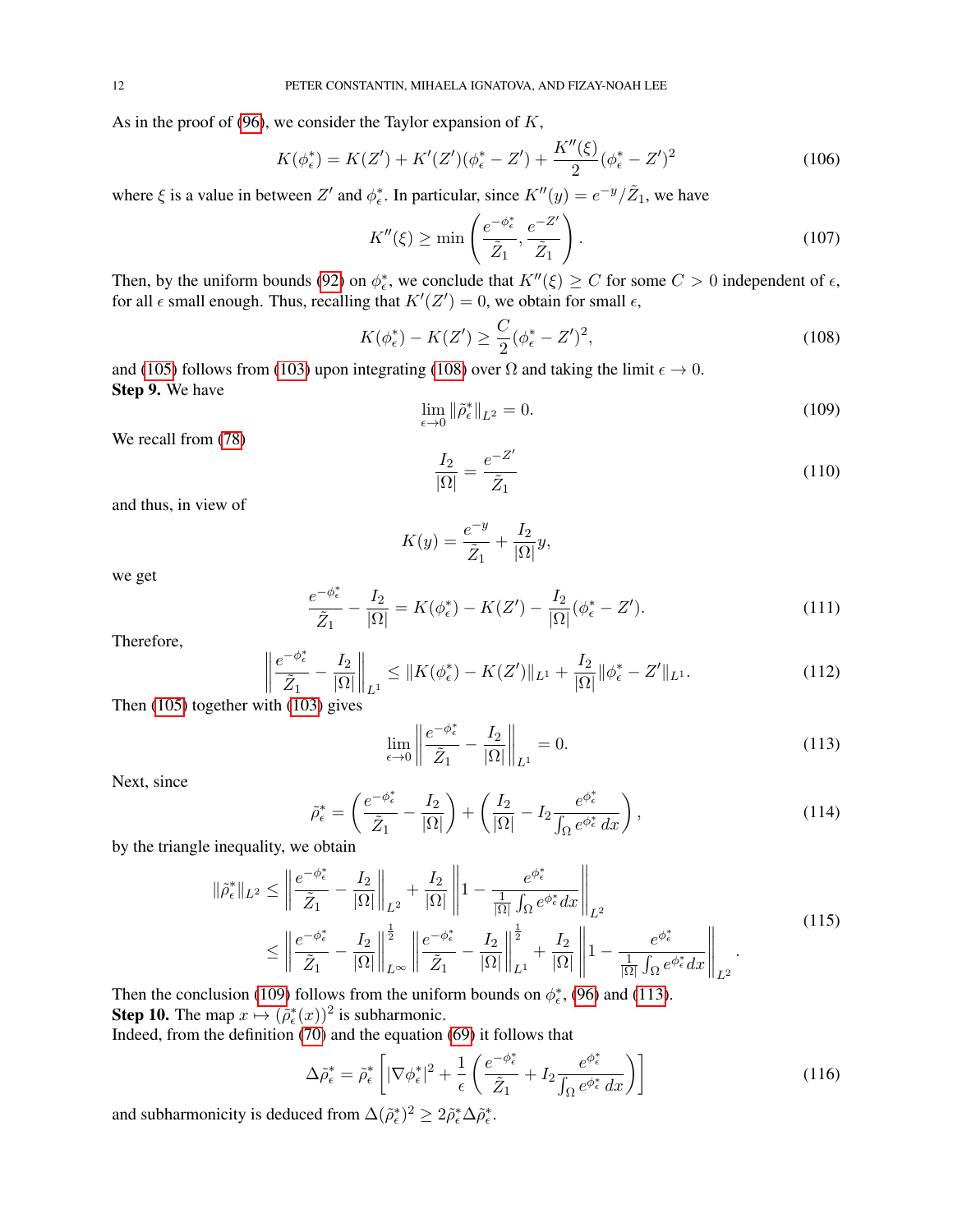As in the proof of (96), we consider the Taylor expansion of $K$,

$$K(\phi_\epsilon^*) = K(Z') + K'(Z')(\phi_\epsilon^* - Z') + \frac{K''(\xi)}{2}(\phi_\epsilon^* - Z')^2 \tag{106}$$

where $\xi$ is a value in between $Z'$ and $\phi_\epsilon^*$. In particular, since $K''(y) = e^{-y}/\tilde{Z}_1$, we have

$$K''(\xi) \geq \min\left(\frac{e^{-\phi_\epsilon^*}}{\tilde{Z}_1}, \frac{e^{-Z'}}{\tilde{Z}_1}\right). \tag{107}$$

Then, by the uniform bounds (92) on $\phi_\epsilon^*$, we conclude that $K''(\xi) \geq C$ for some $C > 0$ independent of $\epsilon$, for all $\epsilon$ small enough. Thus, recalling that $K'(Z') = 0$, we obtain for small $\epsilon$,

$$K(\phi_\epsilon^*) - K(Z') \geq \frac{C}{2}(\phi_\epsilon^* - Z')^2, \tag{108}$$

and (105) follows from (103) upon integrating (108) over $\Omega$ and taking the limit $\epsilon \to 0$.

**Step 9.** We have

$$\lim_{\epsilon \to 0} \|\tilde{\rho}_\epsilon^*\|_{L^2} = 0. \tag{109}$$

We recall from (78)

$$\frac{I_2}{|\Omega|} = \frac{e^{-Z'}}{\tilde{Z}_1} \tag{110}$$

and thus, in view of

$$K(y) = \frac{e^{-y}}{\tilde{Z}_1} + \frac{I_2}{|\Omega|}y,$$

we get

$$\frac{e^{-\phi_\epsilon^*}}{\tilde{Z}_1} - \frac{I_2}{|\Omega|} = K(\phi_\epsilon^*) - K(Z') - \frac{I_2}{|\Omega|}(\phi_\epsilon^* - Z'). \tag{111}$$

Therefore,

$$\left\|\frac{e^{-\phi_\epsilon^*}}{\tilde{Z}_1} - \frac{I_2}{|\Omega|}\right\|_{L^1} \leq \|K(\phi_\epsilon^*) - K(Z')\|_{L^1} + \frac{I_2}{|\Omega|}\|\phi_\epsilon^* - Z'\|_{L^1}. \tag{112}$$

Then (105) together with (103) gives

$$\lim_{\epsilon \to 0} \left\|\frac{e^{-\phi_\epsilon^*}}{\tilde{Z}_1} - \frac{I_2}{|\Omega|}\right\|_{L^1} = 0. \tag{113}$$

Next, since

$$\tilde{\rho}_\epsilon^* = \left(\frac{e^{-\phi_\epsilon^*}}{\tilde{Z}_1} - \frac{I_2}{|\Omega|}\right) + \left(\frac{I_2}{|\Omega|} - I_2\frac{e^{\phi_\epsilon^*}}{\int_\Omega e^{\phi_\epsilon^*}\,dx}\right), \tag{114}$$

by the triangle inequality, we obtain

$$\begin{aligned}
\|\tilde{\rho}_\epsilon^*\|_{L^2} &\leq \left\|\frac{e^{-\phi_\epsilon^*}}{\tilde{Z}_1} - \frac{I_2}{|\Omega|}\right\|_{L^2} + \frac{I_2}{|\Omega|}\left\|1 - \frac{e^{\phi_\epsilon^*}}{\frac{1}{|\Omega|}\int_\Omega e^{\phi_\epsilon^*}dx}\right\|_{L^2} \\
&\leq \left\|\frac{e^{-\phi_\epsilon^*}}{\tilde{Z}_1} - \frac{I_2}{|\Omega|}\right\|_{L^\infty}^{\frac{1}{2}} \left\|\frac{e^{-\phi_\epsilon^*}}{\tilde{Z}_1} - \frac{I_2}{|\Omega|}\right\|_{L^1}^{\frac{1}{2}} + \frac{I_2}{|\Omega|}\left\|1 - \frac{e^{\phi_\epsilon^*}}{\frac{1}{|\Omega|}\int_\Omega e^{\phi_\epsilon^*}dx}\right\|_{L^2}.
\end{aligned} \tag{115}$$

Then the conclusion (109) follows from the uniform bounds on $\phi_\epsilon^*$, (96) and (113).

**Step 10.** The map $x \mapsto (\tilde{\rho}_\epsilon^*(x))^2$ is subharmonic.

Indeed, from the definition (70) and the equation (69) it follows that

$$\Delta\tilde{\rho}_\epsilon^* = \tilde{\rho}_\epsilon^*\left[|\nabla\phi_\epsilon^*|^2 + \frac{1}{\epsilon}\left(\frac{e^{-\phi_\epsilon^*}}{\tilde{Z}_1} + I_2\frac{e^{\phi_\epsilon^*}}{\int_\Omega e^{\phi_\epsilon^*}\,dx}\right)\right] \tag{116}$$

and subharmonicity is deduced from $\Delta(\tilde{\rho}_\epsilon^*)^2 \geq 2\tilde{\rho}_\epsilon^*\Delta\tilde{\rho}_\epsilon^*$.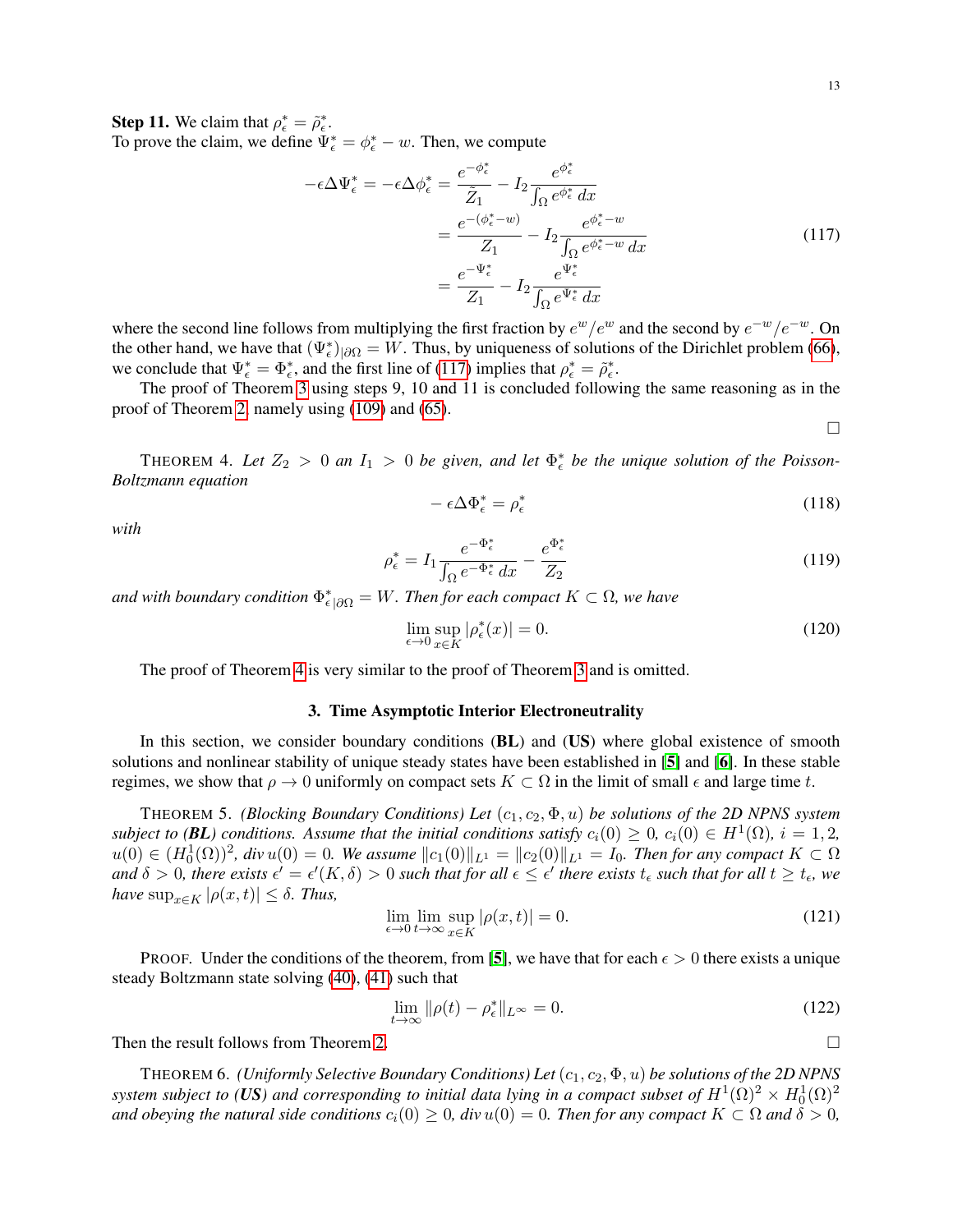**Step 11.** We claim that $\rho^*_\epsilon = \tilde{\rho}^*_\epsilon$.
To prove the claim, we define $\Psi^*_\epsilon = \phi^*_\epsilon - w$. Then, we compute

$$
\begin{aligned}
-\epsilon \Delta \Psi^*_\epsilon = -\epsilon \Delta \phi^*_\epsilon &= \frac{e^{-\phi^*_\epsilon}}{\tilde{Z}_1} - I_2 \frac{e^{\phi^*_\epsilon}}{\int_\Omega e^{\phi^*_\epsilon}\, dx} \\
&= \frac{e^{-(\phi^*_\epsilon - w)}}{Z_1} - I_2 \frac{e^{\phi^*_\epsilon - w}}{\int_\Omega e^{\phi^*_\epsilon - w}\, dx} \\
&= \frac{e^{-\Psi^*_\epsilon}}{Z_1} - I_2 \frac{e^{\Psi^*_\epsilon}}{\int_\Omega e^{\Psi^*_\epsilon}\, dx}
\end{aligned}
\tag{117}
$$

where the second line follows from multiplying the first fraction by $e^w/e^w$ and the second by $e^{-w}/e^{-w}$. On the other hand, we have that $(\Psi^*_\epsilon)_{|\partial\Omega} = W$. Thus, by uniqueness of solutions of the Dirichlet problem (66), we conclude that $\Psi^*_\epsilon = \Phi^*_\epsilon$, and the first line of (117) implies that $\rho^*_\epsilon = \tilde{\rho}^*_\epsilon$.

The proof of Theorem 3 using steps 9, 10 and 11 is concluded following the same reasoning as in the proof of Theorem 2, namely using (109) and (65).

$\square$

THEOREM 4. *Let $Z_2 > 0$ an $I_1 > 0$ be given, and let $\Phi^*_\epsilon$ be the unique solution of the Poisson-Boltzmann equation*

$$
-\epsilon \Delta \Phi^*_\epsilon = \rho^*_\epsilon \tag{118}
$$

*with*

$$
\rho^*_\epsilon = I_1 \frac{e^{-\Phi^*_\epsilon}}{\int_\Omega e^{-\Phi^*_\epsilon}\, dx} - \frac{e^{\Phi^*_\epsilon}}{Z_2} \tag{119}
$$

*and with boundary condition $\Phi^*_{\epsilon|\partial\Omega} = W$. Then for each compact $K \subset \Omega$, we have*

$$
\lim_{\epsilon \to 0} \sup_{x \in K} |\rho^*_\epsilon(x)| = 0. \tag{120}
$$

The proof of Theorem 4 is very similar to the proof of Theorem 3 and is omitted.

## 3. Time Asymptotic Interior Electroneutrality

In this section, we consider boundary conditions (**BL**) and (**US**) where global existence of smooth solutions and nonlinear stability of unique steady states have been established in [**5**] and [**6**]. In these stable regimes, we show that $\rho \to 0$ uniformly on compact sets $K \subset \Omega$ in the limit of small $\epsilon$ and large time $t$.

THEOREM 5. *(Blocking Boundary Conditions) Let $(c_1, c_2, \Phi, u)$ be solutions of the 2D NPNS system subject to (**BL**) conditions. Assume that the initial conditions satisfy $c_i(0) \geq 0$, $c_i(0) \in H^1(\Omega)$, $i = 1, 2$, $u(0) \in (H^1_0(\Omega))^2$, $\mathrm{div}\, u(0) = 0$. We assume $\|c_1(0)\|_{L^1} = \|c_2(0)\|_{L^1} = I_0$. Then for any compact $K \subset \Omega$ and $\delta > 0$, there exists $\epsilon' = \epsilon'(K, \delta) > 0$ such that for all $\epsilon \leq \epsilon'$ there exists $t_\epsilon$ such that for all $t \geq t_\epsilon$, we have $\sup_{x \in K} |\rho(x, t)| \leq \delta$. Thus,*

$$
\lim_{\epsilon \to 0} \lim_{t \to \infty} \sup_{x \in K} |\rho(x, t)| = 0. \tag{121}
$$

PROOF. Under the conditions of the theorem, from [**5**], we have that for each $\epsilon > 0$ there exists a unique steady Boltzmann state solving (40), (41) such that

$$
\lim_{t \to \infty} \|\rho(t) - \rho^*_\epsilon\|_{L^\infty} = 0. \tag{122}
$$

Then the result follows from Theorem 2. $\square$

THEOREM 6. *(Uniformly Selective Boundary Conditions) Let $(c_1, c_2, \Phi, u)$ be solutions of the 2D NPNS system subject to (**US**) and corresponding to initial data lying in a compact subset of $H^1(\Omega)^2 \times H^1_0(\Omega)^2$ and obeying the natural side conditions $c_i(0) \geq 0$, $\mathrm{div}\, u(0) = 0$. Then for any compact $K \subset \Omega$ and $\delta > 0$,*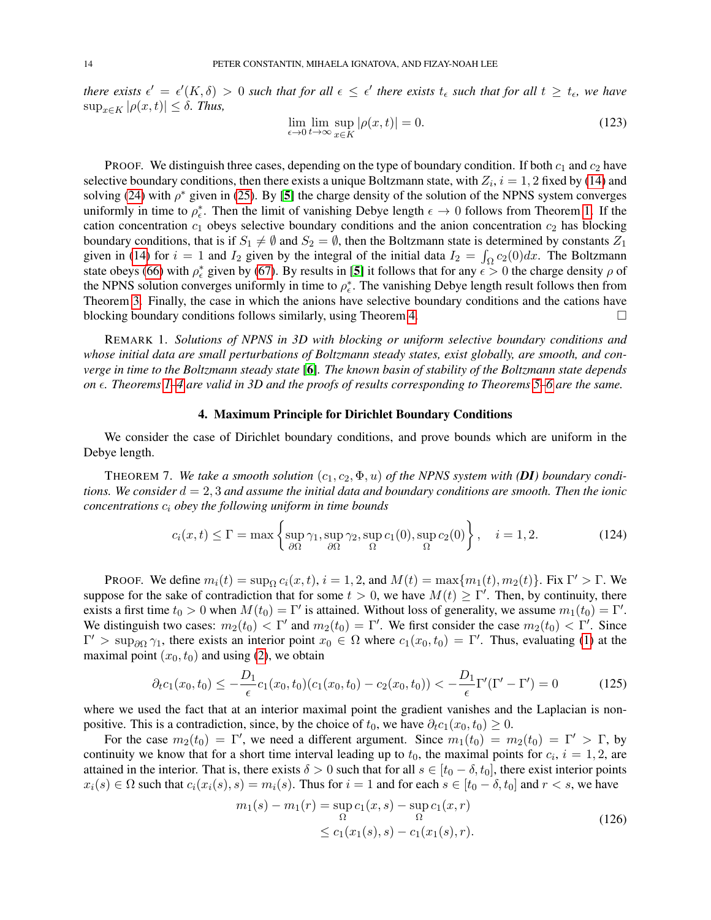*there exists $\epsilon' = \epsilon'(K, \delta) > 0$ such that for all $\epsilon \le \epsilon'$ there exists $t_\epsilon$ such that for all $t \ge t_\epsilon$, we have $\sup_{x\in K} |\rho(x,t)| \le \delta$. Thus,*

$$\lim_{\epsilon\to 0} \lim_{t\to\infty} \sup_{x\in K} |\rho(x,t)| = 0. \tag{123}$$

PROOF. We distinguish three cases, depending on the type of boundary condition. If both $c_1$ and $c_2$ have selective boundary conditions, then there exists a unique Boltzmann state, with $Z_i$, $i = 1, 2$ fixed by (14) and solving (24) with $\rho^*$ given in (25). By [**5**] the charge density of the solution of the NPNS system converges uniformly in time to $\rho^*_\epsilon$. Then the limit of vanishing Debye length $\epsilon \to 0$ follows from Theorem 1. If the cation concentration $c_1$ obeys selective boundary conditions and the anion concentration $c_2$ has blocking boundary conditions, that is if $S_1 \ne \emptyset$ and $S_2 = \emptyset$, then the Boltzmann state is determined by constants $Z_1$ given in (14) for $i = 1$ and $I_2$ given by the integral of the initial data $I_2 = \int_\Omega c_2(0)dx$. The Boltzmann state obeys (66) with $\rho^*_\epsilon$ given by (67). By results in [**5**] it follows that for any $\epsilon > 0$ the charge density $\rho$ of the NPNS solution converges uniformly in time to $\rho^*_\epsilon$. The vanishing Debye length result follows then from Theorem 3. Finally, the case in which the anions have selective boundary conditions and the cations have blocking boundary conditions follows similarly, using Theorem 4. □

REMARK 1. *Solutions of NPNS in 3D with blocking or uniform selective boundary conditions and whose initial data are small perturbations of Boltzmann steady states, exist globally, are smooth, and converge in time to the Boltzmann steady state [**6**]. The known basin of stability of the Boltzmann state depends on $\epsilon$. Theorems 1–4 are valid in 3D and the proofs of results corresponding to Theorems 5–6 are the same.*

## 4. Maximum Principle for Dirichlet Boundary Conditions

We consider the case of Dirichlet boundary conditions, and prove bounds which are uniform in the Debye length.

THEOREM 7. *We take a smooth solution $(c_1, c_2, \Phi, u)$ of the NPNS system with (**DI**) boundary conditions. We consider $d = 2, 3$ and assume the initial data and boundary conditions are smooth. Then the ionic concentrations $c_i$ obey the following uniform in time bounds*

$$c_i(x,t) \le \Gamma = \max\left\{ \sup_{\partial\Omega} \gamma_1, \sup_{\partial\Omega} \gamma_2, \sup_{\Omega} c_1(0), \sup_{\Omega} c_2(0) \right\}, \quad i = 1, 2. \tag{124}$$

PROOF. We define $m_i(t) = \sup_\Omega c_i(x,t)$, $i = 1, 2$, and $M(t) = \max\{m_1(t), m_2(t)\}$. Fix $\Gamma' > \Gamma$. We suppose for the sake of contradiction that for some $t > 0$, we have $M(t) \ge \Gamma'$. Then, by continuity, there exists a first time $t_0 > 0$ when $M(t_0) = \Gamma'$ is attained. Without loss of generality, we assume $m_1(t_0) = \Gamma'$. We distinguish two cases: $m_2(t_0) < \Gamma'$ and $m_2(t_0) = \Gamma'$. We first consider the case $m_2(t_0) < \Gamma'$. Since $\Gamma' > \sup_{\partial\Omega} \gamma_1$, there exists an interior point $x_0 \in \Omega$ where $c_1(x_0, t_0) = \Gamma'$. Thus, evaluating (1) at the maximal point $(x_0, t_0)$ and using (2), we obtain

$$\partial_t c_1(x_0, t_0) \le -\frac{D_1}{\epsilon} c_1(x_0, t_0)(c_1(x_0, t_0) - c_2(x_0, t_0)) < -\frac{D_1}{\epsilon}\Gamma'(\Gamma' - \Gamma') = 0 \tag{125}$$

where we used the fact that at an interior maximal point the gradient vanishes and the Laplacian is non-positive. This is a contradiction, since, by the choice of $t_0$, we have $\partial_t c_1(x_0, t_0) \ge 0$.

For the case $m_2(t_0) = \Gamma'$, we need a different argument. Since $m_1(t_0) = m_2(t_0) = \Gamma' > \Gamma$, by continuity we know that for a short time interval leading up to $t_0$, the maximal points for $c_i$, $i = 1, 2$, are attained in the interior. That is, there exists $\delta > 0$ such that for all $s \in [t_0 - \delta, t_0]$, there exist interior points $x_i(s) \in \Omega$ such that $c_i(x_i(s), s) = m_i(s)$. Thus for $i = 1$ and for each $s \in [t_0 - \delta, t_0]$ and $r < s$, we have

$$\begin{aligned} m_1(s) - m_1(r) &= \sup_\Omega c_1(x,s) - \sup_\Omega c_1(x,r) \\ &\le c_1(x_1(s), s) - c_1(x_1(s), r). \end{aligned} \tag{126}$$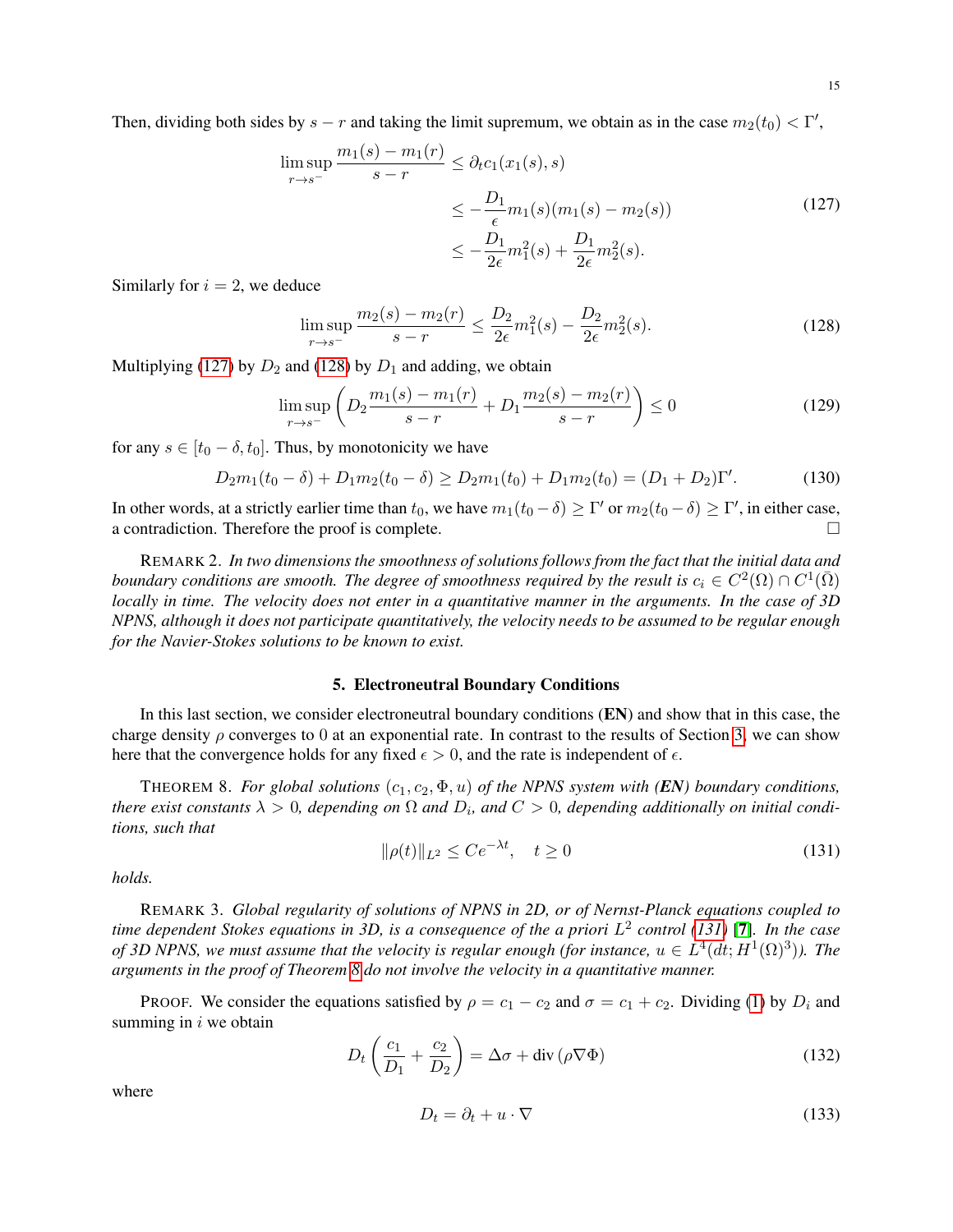Then, dividing both sides by $s-r$ and taking the limit supremum, we obtain as in the case $m_2(t_0) < \Gamma'$,

$$
\begin{aligned}
\limsup_{r\to s^-} \frac{m_1(s)-m_1(r)}{s-r} &\le \partial_t c_1(x_1(s),s) \\
&\le -\frac{D_1}{\epsilon} m_1(s)(m_1(s)-m_2(s)) \\
&\le -\frac{D_1}{2\epsilon} m_1^2(s) + \frac{D_1}{2\epsilon} m_2^2(s).
\end{aligned} \tag{127}
$$

Similarly for $i=2$, we deduce

$$
\limsup_{r\to s^-} \frac{m_2(s)-m_2(r)}{s-r} \le \frac{D_2}{2\epsilon} m_1^2(s) - \frac{D_2}{2\epsilon} m_2^2(s). \tag{128}
$$

Multiplying (127) by $D_2$ and (128) by $D_1$ and adding, we obtain

$$
\limsup_{r\to s^-} \left( D_2 \frac{m_1(s)-m_1(r)}{s-r} + D_1 \frac{m_2(s)-m_2(r)}{s-r} \right) \le 0 \tag{129}
$$

for any $s \in [t_0-\delta, t_0]$. Thus, by monotonicity we have

$$
D_2 m_1(t_0-\delta) + D_1 m_2(t_0-\delta) \ge D_2 m_1(t_0) + D_1 m_2(t_0) = (D_1+D_2)\Gamma'. \tag{130}
$$

In other words, at a strictly earlier time than $t_0$, we have $m_1(t_0-\delta) \ge \Gamma'$ or $m_2(t_0-\delta) \ge \Gamma'$, in either case, a contradiction. Therefore the proof is complete. □

REMARK 2. *In two dimensions the smoothness of solutions follows from the fact that the initial data and boundary conditions are smooth. The degree of smoothness required by the result is $c_i \in C^2(\Omega) \cap C^1(\bar{\Omega})$ locally in time. The velocity does not enter in a quantitative manner in the arguments. In the case of 3D NPNS, although it does not participate quantitatively, the velocity needs to be assumed to be regular enough for the Navier-Stokes solutions to be known to exist.*

## 5. Electroneutral Boundary Conditions

In this last section, we consider electroneutral boundary conditions (**EN**) and show that in this case, the charge density $\rho$ converges to 0 at an exponential rate. In contrast to the results of Section 3, we can show here that the convergence holds for any fixed $\epsilon > 0$, and the rate is independent of $\epsilon$.

THEOREM 8. *For global solutions $(c_1, c_2, \Phi, u)$ of the NPNS system with (**EN**) boundary conditions, there exist constants $\lambda > 0$, depending on $\Omega$ and $D_i$, and $C > 0$, depending additionally on initial conditions, such that*

$$
\|\rho(t)\|_{L^2} \le Ce^{-\lambda t}, \quad t \ge 0 \tag{131}
$$

*holds.*

REMARK 3. *Global regularity of solutions of NPNS in 2D, or of Nernst-Planck equations coupled to time dependent Stokes equations in 3D, is a consequence of the a priori $L^2$ control (131) [7]. In the case of 3D NPNS, we must assume that the velocity is regular enough (for instance, $u \in L^4(dt; H^1(\Omega)^3)$). The arguments in the proof of Theorem 8 do not involve the velocity in a quantitative manner.*

PROOF. We consider the equations satisfied by $\rho = c_1 - c_2$ and $\sigma = c_1 + c_2$. Dividing (1) by $D_i$ and summing in $i$ we obtain

$$
D_t \left( \frac{c_1}{D_1} + \frac{c_2}{D_2} \right) = \Delta\sigma + \operatorname{div}(\rho \nabla\Phi) \tag{132}
$$

where

$$
D_t = \partial_t + u \cdot \nabla \tag{133}
$$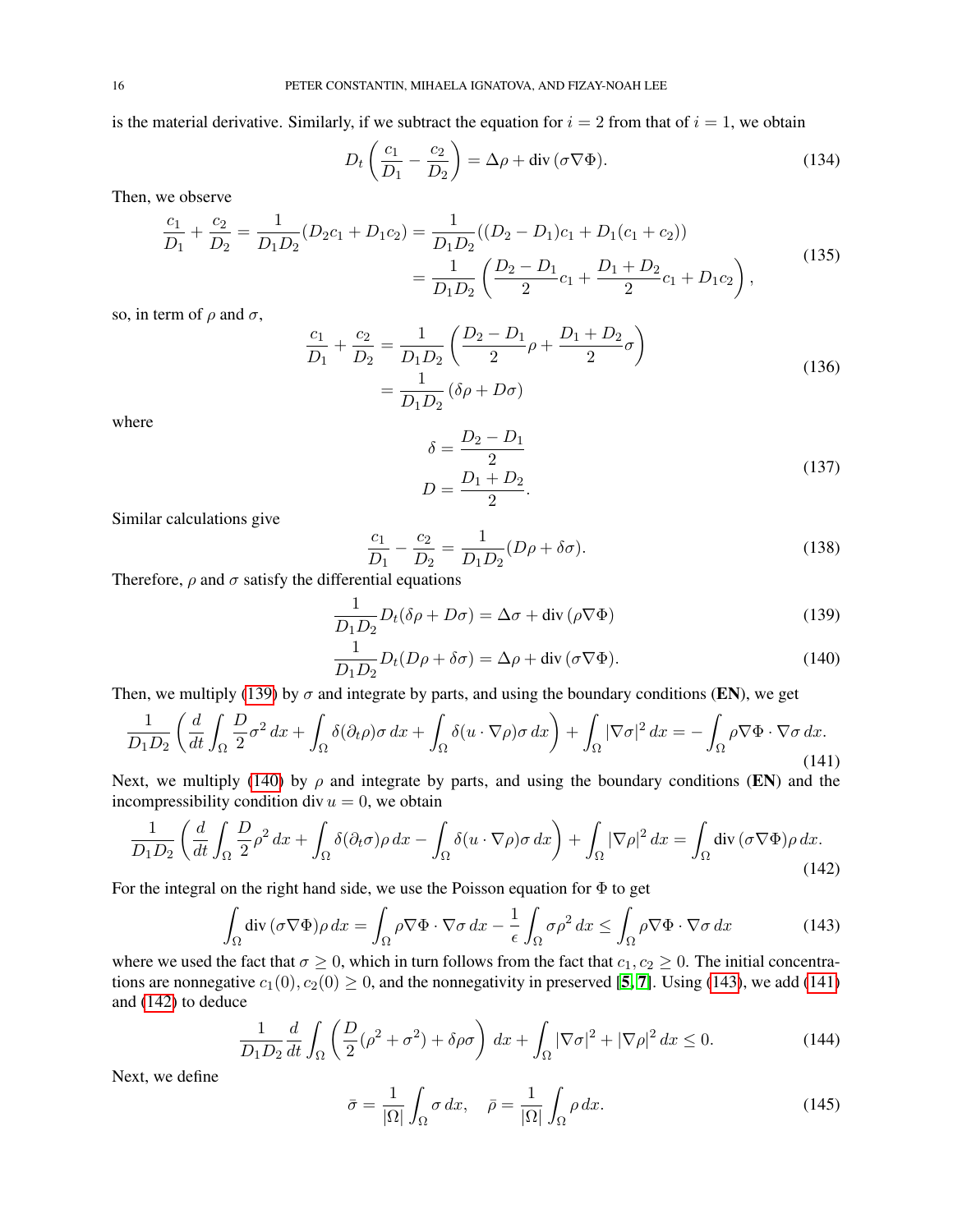is the material derivative. Similarly, if we subtract the equation for $i = 2$ from that of $i = 1$, we obtain

$$D_t\left(\frac{c_1}{D_1} - \frac{c_2}{D_2}\right) = \Delta\rho + \mathrm{div}\,(\sigma\nabla\Phi). \tag{134}$$

Then, we observe

$$\begin{aligned}\frac{c_1}{D_1} + \frac{c_2}{D_2} = \frac{1}{D_1D_2}(D_2c_1 + D_1c_2) &= \frac{1}{D_1D_2}((D_2 - D_1)c_1 + D_1(c_1 + c_2)) \\ &= \frac{1}{D_1D_2}\left(\frac{D_2 - D_1}{2}c_1 + \frac{D_1 + D_2}{2}c_1 + D_1c_2\right),\end{aligned} \tag{135}$$

so, in term of $\rho$ and $\sigma$,

$$\begin{aligned}\frac{c_1}{D_1} + \frac{c_2}{D_2} &= \frac{1}{D_1D_2}\left(\frac{D_2 - D_1}{2}\rho + \frac{D_1 + D_2}{2}\sigma\right) \\ &= \frac{1}{D_1D_2}\left(\delta\rho + D\sigma\right)\end{aligned} \tag{136}$$

where

$$\begin{aligned}\delta &= \frac{D_2 - D_1}{2} \\ D &= \frac{D_1 + D_2}{2}.\end{aligned} \tag{137}$$

Similar calculations give

$$\frac{c_1}{D_1} - \frac{c_2}{D_2} = \frac{1}{D_1D_2}(D\rho + \delta\sigma). \tag{138}$$

Therefore, $\rho$ and $\sigma$ satisfy the differential equations

$$\frac{1}{D_1D_2}D_t(\delta\rho + D\sigma) = \Delta\sigma + \mathrm{div}\,(\rho\nabla\Phi) \tag{139}$$

$$\frac{1}{D_1D_2}D_t(D\rho + \delta\sigma) = \Delta\rho + \mathrm{div}\,(\sigma\nabla\Phi). \tag{140}$$

Then, we multiply (139) by $\sigma$ and integrate by parts, and using the boundary conditions (**EN**), we get

$$\frac{1}{D_1D_2}\left(\frac{d}{dt}\int_\Omega \frac{D}{2}\sigma^2\,dx + \int_\Omega \delta(\partial_t\rho)\sigma\,dx + \int_\Omega \delta(u\cdot\nabla\rho)\sigma\,dx\right) + \int_\Omega |\nabla\sigma|^2\,dx = -\int_\Omega \rho\nabla\Phi\cdot\nabla\sigma\,dx. \tag{141}$$

Next, we multiply (140) by $\rho$ and integrate by parts, and using the boundary conditions (**EN**) and the incompressibility condition $\mathrm{div}\,u = 0$, we obtain

$$\frac{1}{D_1D_2}\left(\frac{d}{dt}\int_\Omega \frac{D}{2}\rho^2\,dx + \int_\Omega \delta(\partial_t\sigma)\rho\,dx - \int_\Omega \delta(u\cdot\nabla\rho)\sigma\,dx\right) + \int_\Omega |\nabla\rho|^2\,dx = \int_\Omega \mathrm{div}\,(\sigma\nabla\Phi)\rho\,dx. \tag{142}$$

For the integral on the right hand side, we use the Poisson equation for $\Phi$ to get

$$\int_\Omega \mathrm{div}\,(\sigma\nabla\Phi)\rho\,dx = \int_\Omega \rho\nabla\Phi\cdot\nabla\sigma\,dx - \frac{1}{\epsilon}\int_\Omega \sigma\rho^2\,dx \le \int_\Omega \rho\nabla\Phi\cdot\nabla\sigma\,dx \tag{143}$$

where we used the fact that $\sigma \ge 0$, which in turn follows from the fact that $c_1, c_2 \ge 0$. The initial concentrations are nonnegative $c_1(0), c_2(0) \ge 0$, and the nonnegativity in preserved [**5**, **7**]. Using (143), we add (141) and (142) to deduce

$$\frac{1}{D_1D_2}\frac{d}{dt}\int_\Omega \left(\frac{D}{2}(\rho^2 + \sigma^2) + \delta\rho\sigma\right)\,dx + \int_\Omega |\nabla\sigma|^2 + |\nabla\rho|^2\,dx \le 0. \tag{144}$$

Next, we define

$$\bar\sigma = \frac{1}{|\Omega|}\int_\Omega \sigma\,dx, \quad \bar\rho = \frac{1}{|\Omega|}\int_\Omega \rho\,dx. \tag{145}$$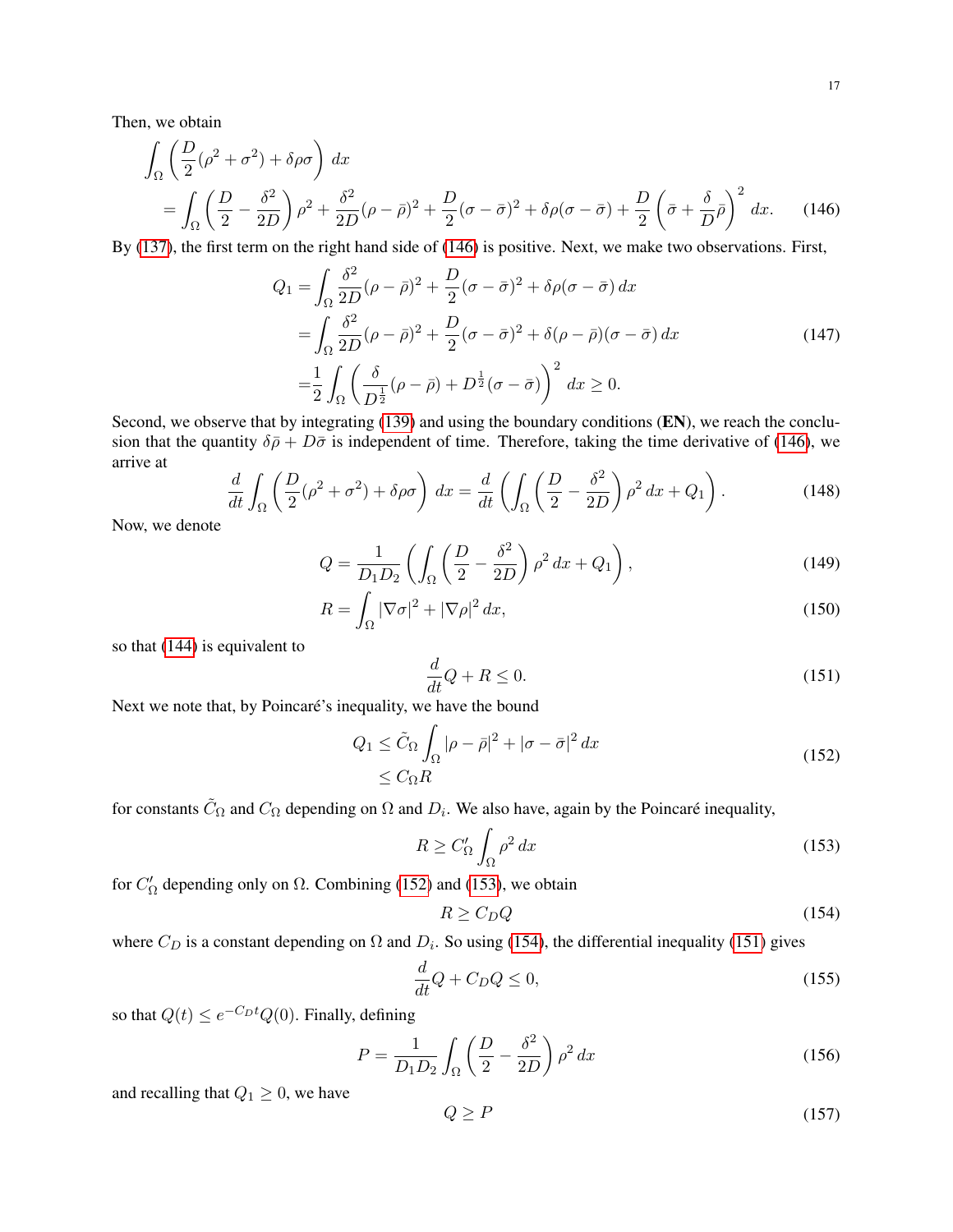Then, we obtain

$$
\begin{aligned}
&\int_\Omega \left( \frac{D}{2}(\rho^2+\sigma^2) + \delta\rho\sigma \right) dx \\
&= \int_\Omega \left( \frac{D}{2} - \frac{\delta^2}{2D} \right) \rho^2 + \frac{\delta^2}{2D}(\rho-\bar{\rho})^2 + \frac{D}{2}(\sigma-\bar{\sigma})^2 + \delta\rho(\sigma-\bar{\sigma}) + \frac{D}{2}\left( \bar{\sigma} + \frac{\delta}{D}\bar{\rho} \right)^2 dx. \qquad (146)
\end{aligned}
$$

By (137), the first term on the right hand side of (146) is positive. Next, we make two observations. First,

$$
\begin{aligned}
Q_1 &= \int_\Omega \frac{\delta^2}{2D}(\rho-\bar{\rho})^2 + \frac{D}{2}(\sigma-\bar{\sigma})^2 + \delta\rho(\sigma-\bar{\sigma})\, dx \\
&= \int_\Omega \frac{\delta^2}{2D}(\rho-\bar{\rho})^2 + \frac{D}{2}(\sigma-\bar{\sigma})^2 + \delta(\rho-\bar{\rho})(\sigma-\bar{\sigma})\, dx \\
&= \frac{1}{2}\int_\Omega \left( \frac{\delta}{D^{\frac{1}{2}}}(\rho-\bar{\rho}) + D^{\frac{1}{2}}(\sigma-\bar{\sigma}) \right)^2 dx \geq 0.
\end{aligned} \qquad (147)
$$

Second, we observe that by integrating (139) and using the boundary conditions (**EN**), we reach the conclusion that the quantity $\delta\bar{\rho} + D\bar{\sigma}$ is independent of time. Therefore, taking the time derivative of (146), we arrive at

$$
\frac{d}{dt}\int_\Omega \left( \frac{D}{2}(\rho^2+\sigma^2) + \delta\rho\sigma \right) dx = \frac{d}{dt}\left( \int_\Omega \left( \frac{D}{2} - \frac{\delta^2}{2D} \right) \rho^2\, dx + Q_1 \right). \qquad (148)
$$

Now, we denote

$$
Q = \frac{1}{D_1 D_2}\left( \int_\Omega \left( \frac{D}{2} - \frac{\delta^2}{2D} \right) \rho^2\, dx + Q_1 \right), \qquad (149)
$$

$$
R = \int_\Omega |\nabla\sigma|^2 + |\nabla\rho|^2\, dx, \qquad (150)
$$

so that (144) is equivalent to

$$
\frac{d}{dt}Q + R \leq 0. \qquad (151)
$$

Next we note that, by Poincaré's inequality, we have the bound

$$
\begin{aligned}
Q_1 &\leq \tilde{C}_\Omega \int_\Omega |\rho-\bar{\rho}|^2 + |\sigma-\bar{\sigma}|^2\, dx \\
&\leq C_\Omega R
\end{aligned} \qquad (152)
$$

for constants $\tilde{C}_\Omega$ and $C_\Omega$ depending on $\Omega$ and $D_i$. We also have, again by the Poincaré inequality,

$$
R \geq C'_\Omega \int_\Omega \rho^2\, dx \qquad (153)
$$

for $C'_\Omega$ depending only on $\Omega$. Combining (152) and (153), we obtain

$$
R \geq C_D Q \qquad (154)
$$

where $C_D$ is a constant depending on $\Omega$ and $D_i$. So using (154), the differential inequality (151) gives

$$
\frac{d}{dt}Q + C_D Q \leq 0, \qquad (155)
$$

so that $Q(t) \leq e^{-C_D t}Q(0)$. Finally, defining

$$
P = \frac{1}{D_1 D_2}\int_\Omega \left( \frac{D}{2} - \frac{\delta^2}{2D} \right) \rho^2\, dx \qquad (156)
$$

and recalling that $Q_1 \geq 0$, we have

$$
Q \geq P \qquad (157)
$$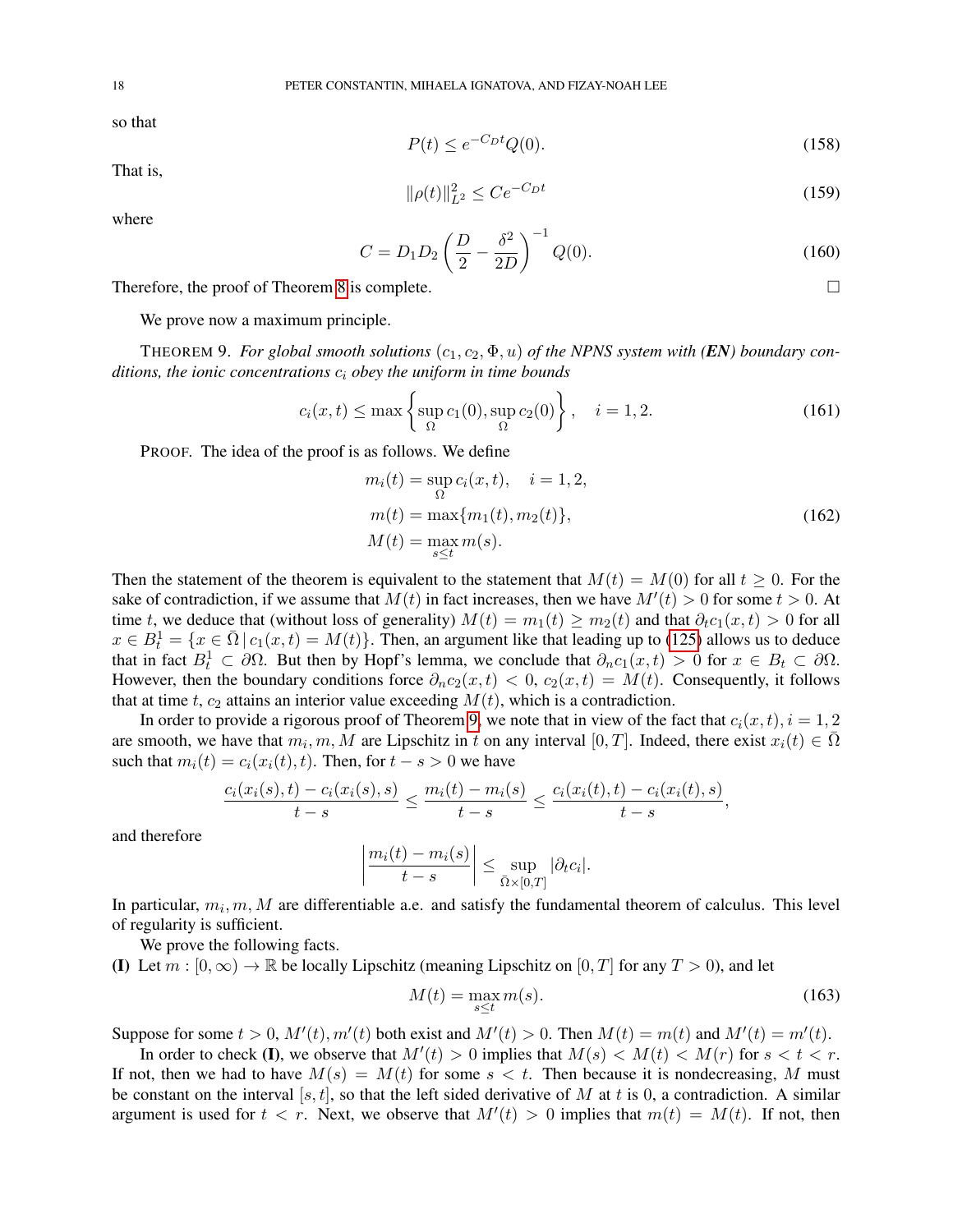so that

$$P(t) \leq e^{-C_D t} Q(0). \tag{158}$$

That is,

$$\|\rho(t)\|_{L^2}^2 \leq C e^{-C_D t} \tag{159}$$

where

$$C = D_1 D_2 \left( \frac{D}{2} - \frac{\delta^2}{2D} \right)^{-1} Q(0). \tag{160}$$

Therefore, the proof of Theorem 8 is complete. □

We prove now a maximum principle.

THEOREM 9. *For global smooth solutions $(c_1, c_2, \Phi, u)$ of the NPNS system with **(EN)** boundary conditions, the ionic concentrations $c_i$ obey the uniform in time bounds*

$$c_i(x,t) \leq \max \left\{ \sup_{\Omega} c_1(0), \sup_{\Omega} c_2(0) \right\}, \quad i = 1, 2. \tag{161}$$

PROOF. The idea of the proof is as follows. We define

$$\begin{aligned} m_i(t) &= \sup_{\Omega} c_i(x,t), \quad i = 1, 2, \\ m(t) &= \max\{m_1(t), m_2(t)\}, \\ M(t) &= \max_{s \leq t} m(s). \end{aligned} \tag{162}$$

Then the statement of the theorem is equivalent to the statement that $M(t) = M(0)$ for all $t \geq 0$. For the sake of contradiction, if we assume that $M(t)$ in fact increases, then we have $M'(t) > 0$ for some $t > 0$. At time $t$, we deduce that (without loss of generality) $M(t) = m_1(t) \geq m_2(t)$ and that $\partial_t c_1(x,t) > 0$ for all $x \in B_t^1 = \{x \in \bar{\Omega} \,|\, c_1(x,t) = M(t)\}$. Then, an argument like that leading up to (125) allows us to deduce that in fact $B_t^1 \subset \partial\Omega$. But then by Hopf's lemma, we conclude that $\partial_n c_1(x,t) > 0$ for $x \in B_t \subset \partial\Omega$. However, then the boundary conditions force $\partial_n c_2(x,t) < 0$, $c_2(x,t) = M(t)$. Consequently, it follows that at time $t$, $c_2$ attains an interior value exceeding $M(t)$, which is a contradiction.

In order to provide a rigorous proof of Theorem 9, we note that in view of the fact that $c_i(x,t), i = 1, 2$ are smooth, we have that $m_i, m, M$ are Lipschitz in $t$ on any interval $[0, T]$. Indeed, there exist $x_i(t) \in \bar{\Omega}$ such that $m_i(t) = c_i(x_i(t), t)$. Then, for $t - s > 0$ we have

$$\frac{c_i(x_i(s), t) - c_i(x_i(s), s)}{t - s} \leq \frac{m_i(t) - m_i(s)}{t - s} \leq \frac{c_i(x_i(t), t) - c_i(x_i(t), s)}{t - s},$$

and therefore

$$\left| \frac{m_i(t) - m_i(s)}{t - s} \right| \leq \sup_{\bar{\Omega} \times [0,T]} |\partial_t c_i|.$$

In particular, $m_i, m, M$ are differentiable a.e. and satisfy the fundamental theorem of calculus. This level of regularity is sufficient.

We prove the following facts.

**(I)** Let $m : [0, \infty) \to \mathbb{R}$ be locally Lipschitz (meaning Lipschitz on $[0, T]$ for any $T > 0$), and let

$$M(t) = \max_{s \leq t} m(s). \tag{163}$$

Suppose for some $t > 0$, $M'(t), m'(t)$ both exist and $M'(t) > 0$. Then $M(t) = m(t)$ and $M'(t) = m'(t)$.

In order to check **(I)**, we observe that $M'(t) > 0$ implies that $M(s) < M(t) < M(r)$ for $s < t < r$. If not, then we had to have $M(s) = M(t)$ for some $s < t$. Then because it is nondecreasing, $M$ must be constant on the interval $[s, t]$, so that the left sided derivative of $M$ at $t$ is 0, a contradiction. A similar argument is used for $t < r$. Next, we observe that $M'(t) > 0$ implies that $m(t) = M(t)$. If not, then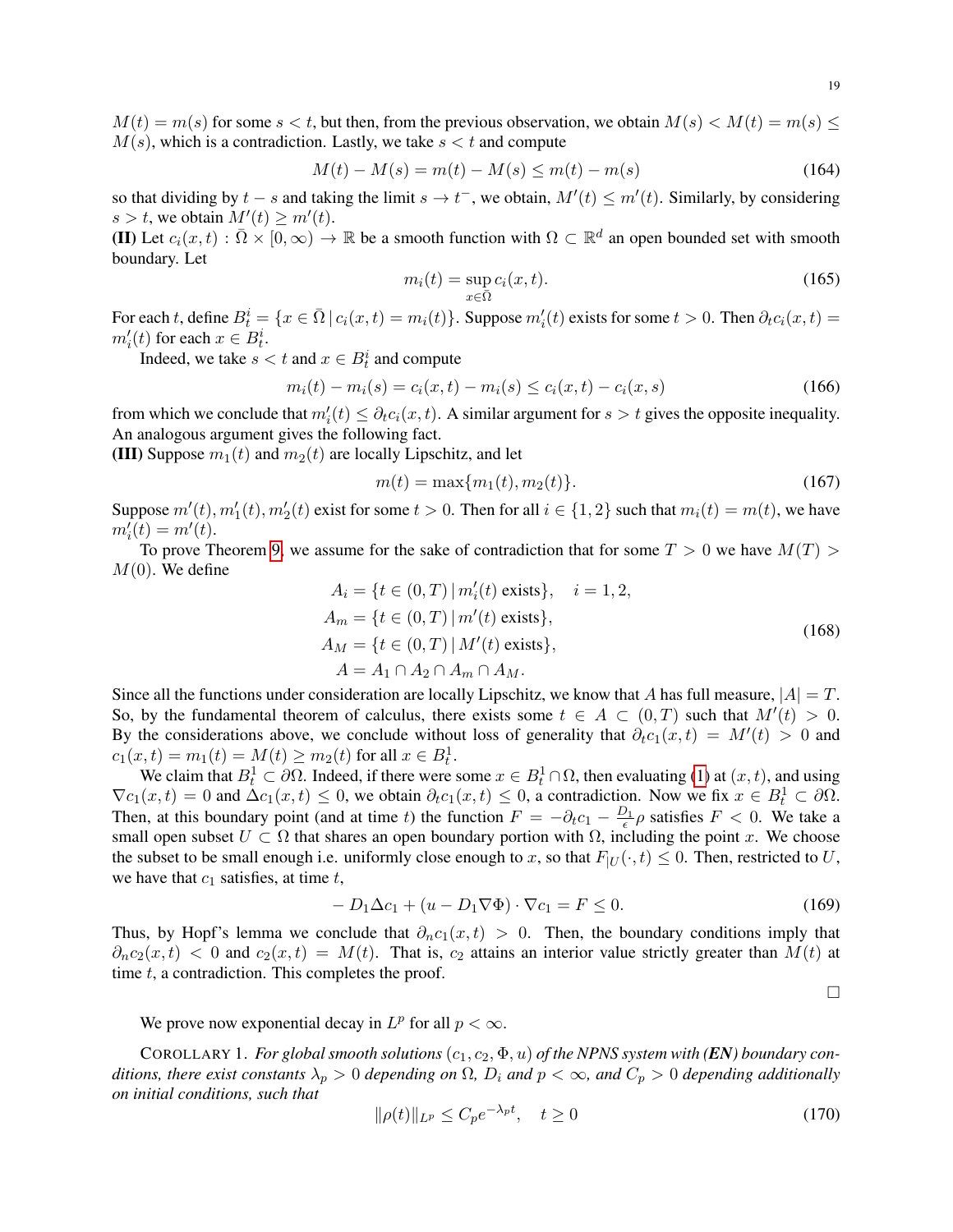$M(t) = m(s)$ for some $s < t$, but then, from the previous observation, we obtain $M(s) < M(t) = m(s) \leq M(s)$, which is a contradiction. Lastly, we take $s < t$ and compute

$$M(t) - M(s) = m(t) - M(s) \leq m(t) - m(s) \tag{164}$$

so that dividing by $t - s$ and taking the limit $s \to t^-$, we obtain, $M'(t) \leq m'(t)$. Similarly, by considering $s > t$, we obtain $M'(t) \geq m'(t)$.

**(II)** Let $c_i(x, t) : \bar{\Omega} \times [0, \infty) \to \mathbb{R}$ be a smooth function with $\Omega \subset \mathbb{R}^d$ an open bounded set with smooth boundary. Let

$$m_i(t) = \sup_{x \in \bar{\Omega}} c_i(x, t). \tag{165}$$

For each $t$, define $B_t^i = \{x \in \bar{\Omega} \,|\, c_i(x, t) = m_i(t)\}$. Suppose $m_i'(t)$ exists for some $t > 0$. Then $\partial_t c_i(x, t) = m_i'(t)$ for each $x \in B_t^i$.

Indeed, we take $s < t$ and $x \in B_t^i$ and compute

$$m_i(t) - m_i(s) = c_i(x, t) - m_i(s) \leq c_i(x, t) - c_i(x, s) \tag{166}$$

from which we conclude that $m_i'(t) \leq \partial_t c_i(x, t)$. A similar argument for $s > t$ gives the opposite inequality. An analogous argument gives the following fact.

**(III)** Suppose $m_1(t)$ and $m_2(t)$ are locally Lipschitz, and let

$$m(t) = \max\{m_1(t), m_2(t)\}. \tag{167}$$

Suppose $m'(t), m_1'(t), m_2'(t)$ exist for some $t > 0$. Then for all $i \in \{1, 2\}$ such that $m_i(t) = m(t)$, we have $m_i'(t) = m'(t)$.

To prove Theorem 9, we assume for the sake of contradiction that for some $T > 0$ we have $M(T) > M(0)$. We define

$$\begin{aligned} A_i &= \{t \in (0, T) \,|\, m_i'(t) \text{ exists}\}, \quad i = 1, 2, \\ A_m &= \{t \in (0, T) \,|\, m'(t) \text{ exists}\}, \\ A_M &= \{t \in (0, T) \,|\, M'(t) \text{ exists}\}, \\ A &= A_1 \cap A_2 \cap A_m \cap A_M. \end{aligned} \tag{168}$$

Since all the functions under consideration are locally Lipschitz, we know that $A$ has full measure, $|A| = T$. So, by the fundamental theorem of calculus, there exists some $t \in A \subset (0, T)$ such that $M'(t) > 0$. By the considerations above, we conclude without loss of generality that $\partial_t c_1(x, t) = M'(t) > 0$ and $c_1(x, t) = m_1(t) = M(t) \geq m_2(t)$ for all $x \in B_t^1$.

We claim that $B_t^1 \subset \partial\Omega$. Indeed, if there were some $x \in B_t^1 \cap \Omega$, then evaluating (1) at $(x, t)$, and using $\nabla c_1(x, t) = 0$ and $\Delta c_1(x, t) \leq 0$, we obtain $\partial_t c_1(x, t) \leq 0$, a contradiction. Now we fix $x \in B_t^1 \subset \partial\Omega$. Then, at this boundary point (and at time $t$) the function $F = -\partial_t c_1 - \frac{D_1}{\epsilon}\rho$ satisfies $F < 0$. We take a small open subset $U \subset \Omega$ that shares an open boundary portion with $\Omega$, including the point $x$. We choose the subset to be small enough i.e. uniformly close enough to $x$, so that $F_{|U}(\cdot, t) \leq 0$. Then, restricted to $U$, we have that $c_1$ satisfies, at time $t$,

$$-D_1 \Delta c_1 + (u - D_1 \nabla \Phi) \cdot \nabla c_1 = F \leq 0. \tag{169}$$

Thus, by Hopf's lemma we conclude that $\partial_n c_1(x, t) > 0$. Then, the boundary conditions imply that $\partial_n c_2(x, t) < 0$ and $c_2(x, t) = M(t)$. That is, $c_2$ attains an interior value strictly greater than $M(t)$ at time $t$, a contradiction. This completes the proof.

□

We prove now exponential decay in $L^p$ for all $p < \infty$.

COROLLARY 1. *For global smooth solutions $(c_1, c_2, \Phi, u)$ of the NPNS system with **(EN)** boundary conditions, there exist constants $\lambda_p > 0$ depending on $\Omega$, $D_i$ and $p < \infty$, and $C_p > 0$ depending additionally on initial conditions, such that*

$$\|\rho(t)\|_{L^p} \leq C_p e^{-\lambda_p t}, \quad t \geq 0 \tag{170}$$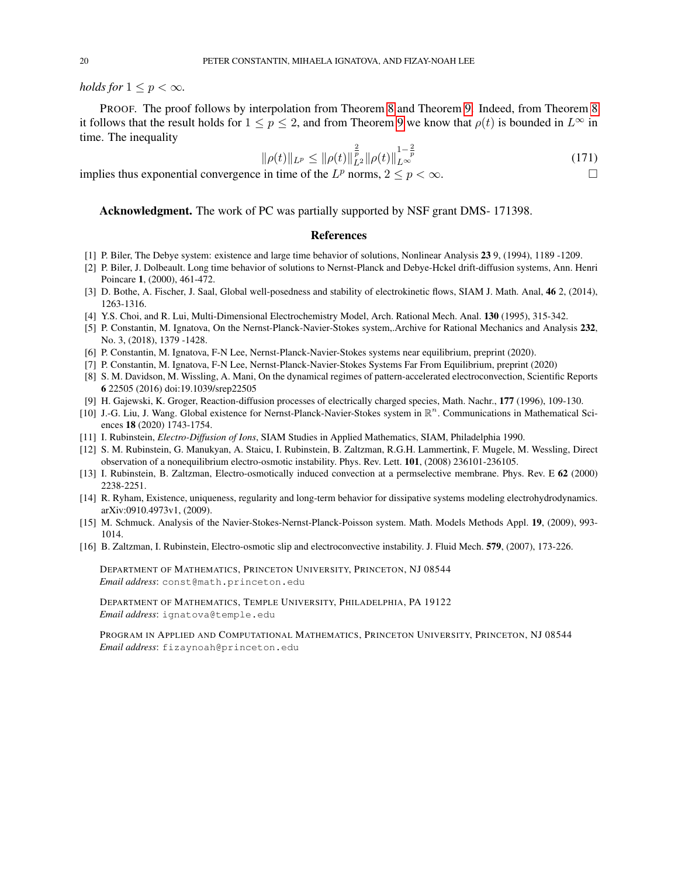*holds for* $1 \leq p < \infty$.

PROOF. The proof follows by interpolation from Theorem 8 and Theorem 9. Indeed, from Theorem 8 it follows that the result holds for $1 \leq p \leq 2$, and from Theorem 9 we know that $\rho(t)$ is bounded in $L^\infty$ in time. The inequality

$$\|\rho(t)\|_{L^p} \leq \|\rho(t)\|_{L^2}^{\frac{2}{p}} \|\rho(t)\|_{L^\infty}^{1-\frac{2}{p}} \tag{171}$$

implies thus exponential convergence in time of the $L^p$ norms, $2 \leq p < \infty$. □

**Acknowledgment.** The work of PC was partially supported by NSF grant DMS- 171398.

## References

[1] P. Biler, The Debye system: existence and large time behavior of solutions, Nonlinear Analysis **23** 9, (1994), 1189 -1209.

[2] P. Biler, J. Dolbeault. Long time behavior of solutions to Nernst-Planck and Debye-Hckel drift-diffusion systems, Ann. Henri Poincare **1**, (2000), 461-472.

[3] D. Bothe, A. Fischer, J. Saal, Global well-posedness and stability of electrokinetic flows, SIAM J. Math. Anal, **46** 2, (2014), 1263-1316.

[4] Y.S. Choi, and R. Lui, Multi-Dimensional Electrochemistry Model, Arch. Rational Mech. Anal. **130** (1995), 315-342.

[5] P. Constantin, M. Ignatova, On the Nernst-Planck-Navier-Stokes system,.Archive for Rational Mechanics and Analysis **232**, No. 3, (2018), 1379 -1428.

[6] P. Constantin, M. Ignatova, F-N Lee, Nernst-Planck-Navier-Stokes systems near equilibrium, preprint (2020).

[7] P. Constantin, M. Ignatova, F-N Lee, Nernst-Planck-Navier-Stokes Systems Far From Equilibrium, preprint (2020)

[8] S. M. Davidson, M. Wissling, A. Mani, On the dynamical regimes of pattern-accelerated electroconvection, Scientific Reports **6** 22505 (2016) doi:19.1039/srep22505

[9] H. Gajewski, K. Groger, Reaction-diffusion processes of electrically charged species, Math. Nachr., **177** (1996), 109-130.

[10] J.-G. Liu, J. Wang. Global existence for Nernst-Planck-Navier-Stokes system in $\mathbb{R}^n$. Communications in Mathematical Sciences **18** (2020) 1743-1754.

[11] I. Rubinstein, *Electro-Diffusion of Ions*, SIAM Studies in Applied Mathematics, SIAM, Philadelphia 1990.

[12] S. M. Rubinstein, G. Manukyan, A. Staicu, I. Rubinstein, B. Zaltzman, R.G.H. Lammertink, F. Mugele, M. Wessling, Direct observation of a nonequilibrium electro-osmotic instability. Phys. Rev. Lett. **101**, (2008) 236101-236105.

[13] I. Rubinstein, B. Zaltzman, Electro-osmotically induced convection at a permselective membrane. Phys. Rev. E **62** (2000) 2238-2251.

[14] R. Ryham, Existence, uniqueness, regularity and long-term behavior for dissipative systems modeling electrohydrodynamics. arXiv:0910.4973v1, (2009).

[15] M. Schmuck. Analysis of the Navier-Stokes-Nernst-Planck-Poisson system. Math. Models Methods Appl. **19**, (2009), 993-1014.

[16] B. Zaltzman, I. Rubinstein, Electro-osmotic slip and electroconvective instability. J. Fluid Mech. **579**, (2007), 173-226.

DEPARTMENT OF MATHEMATICS, PRINCETON UNIVERSITY, PRINCETON, NJ 08544
*Email address*: const@math.princeton.edu

DEPARTMENT OF MATHEMATICS, TEMPLE UNIVERSITY, PHILADELPHIA, PA 19122
*Email address*: ignatova@temple.edu

PROGRAM IN APPLIED AND COMPUTATIONAL MATHEMATICS, PRINCETON UNIVERSITY, PRINCETON, NJ 08544
*Email address*: fizaynoah@princeton.edu